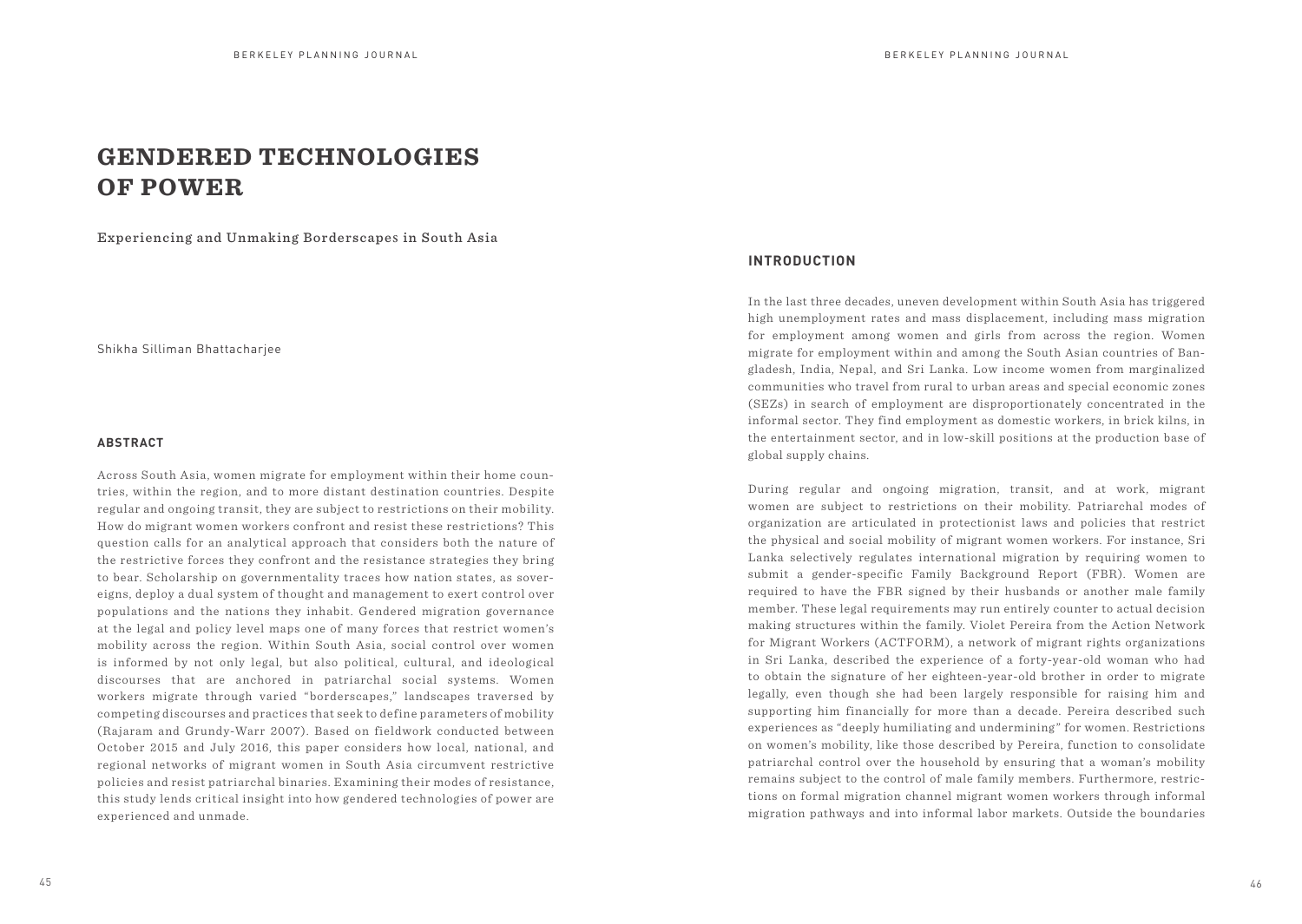# GENDERED TECHNOLOGIES OF POWER

**Experiencing and Unmaking Borderscapes in South Asia**

Shikha Silliman Bhattacharjee

## ABSTRACT

Across South Asia, women migrate for employment within their home countries, within the region, and to more distant destination countries. Despite regular and ongoing transit, they are subject to restrictions on their mobility. How do migrant women workers confront and resist these restrictions? This question calls for an analytical approach that considers both the nature of the restrictive forces they confront and the resistance strategies they bring to bear. Scholarship on governmentality traces how nation states, as sovereigns, deploy a dual system of thought and management to exert control over populations and the nations they inhabit. Gendered migration governance at the legal and policy level maps one of many forces that restrict women's mobility across the region. Within South Asia, social control over women is informed by not only legal, but also political, cultural, and ideological discourses that are anchored in patriarchal social systems. Women workers migrate through varied "borderscapes," landscapes traversed by competing discourses and practices that seek to define parameters of mobility (Rajaram and Grundy-Warr 2007). Based on fieldwork conducted between October 2015 and July 2016, this paper considers how local, national, and regional networks of migrant women in South Asia circumvent restrictive policies and resist patriarchal binaries. Examining their modes of resistance, this study lends critical insight into how gendered technologies of power are experienced and unmade.

## INTRODUCTION

In the last three decades, uneven development within South Asia has triggered high unemployment rates and mass displacement, including mass migration for employment among women and girls from across the region. Women migrate for employment within and among the South Asian countries of Bangladesh, India, Nepal, and Sri Lanka. Low income women from marginalized communities who travel from rural to urban areas and special economic zones (SEZs) in search of employment are disproportionately concentrated in the informal sector. They find employment as domestic workers, in brick kilns, in the entertainment sector, and in low-skill positions at the production base of global supply chains.

During regular and ongoing migration, transit, and at work, migrant women are subject to restrictions on their mobility. Patriarchal modes of organization are articulated in protectionist laws and policies that restrict the physical and social mobility of migrant women workers. For instance, Sri Lanka selectively regulates international migration by requiring women to submit a gender-specific Family Background Report (FBR). Women are required to have the FBR signed by their husbands or another male family member. These legal requirements may run entirely counter to actual decision making structures within the family. Violet Pereira from the Action Network for Migrant Workers (ACTFORM), a network of migrant rights organizations in Sri Lanka, described the experience of a forty-year-old woman who had to obtain the signature of her eighteen-year-old brother in order to migrate legally, even though she had been largely responsible for raising him and supporting him financially for more than a decade. Pereira described such experiences as "deeply humiliating and undermining" for women. Restrictions on women's mobility, like those described by Pereira, function to consolidate patriarchal control over the household by ensuring that a woman's mobility remains subject to the control of male family members. Furthermore, restrictions on formal migration channel migrant women workers through informal migration pathways and into informal labor markets. Outside the boundaries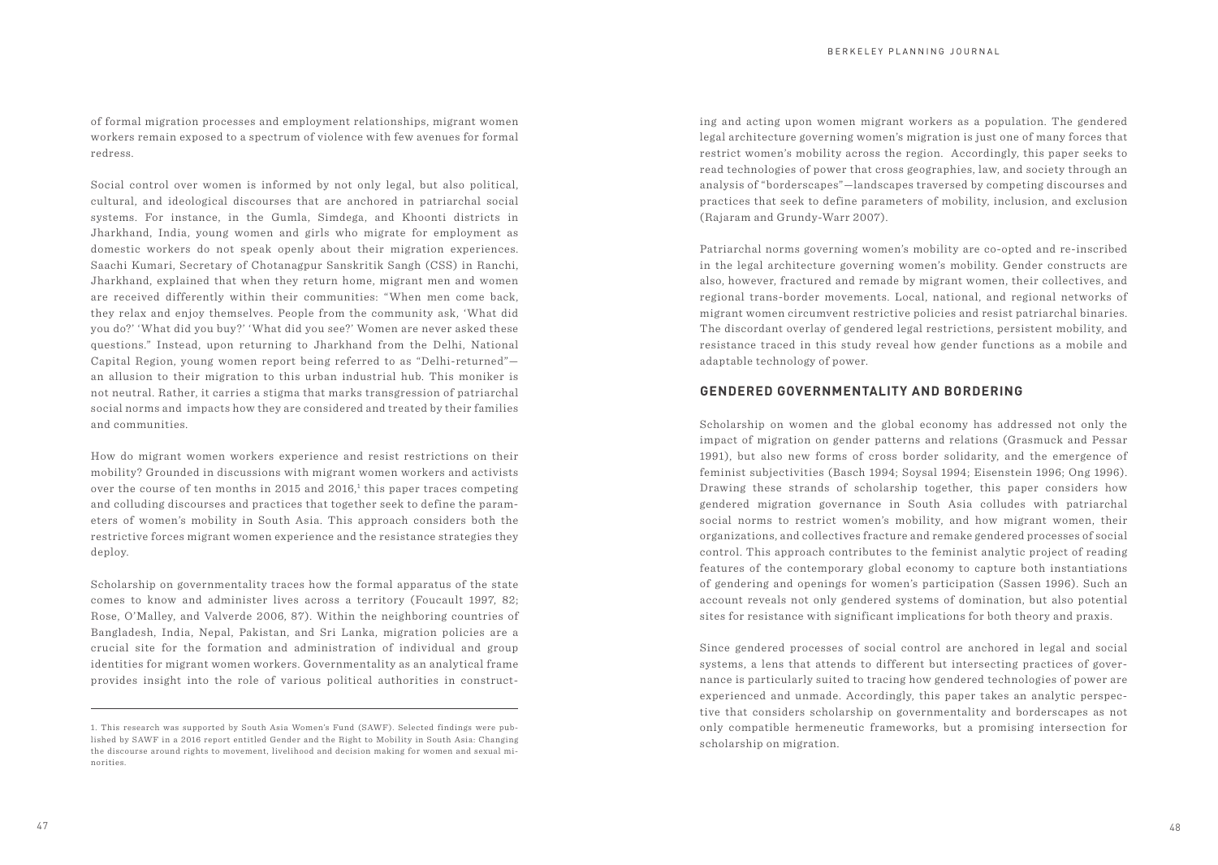of formal migration processes and employment relationships, migrant women workers remain exposed to a spectrum of violence with few avenues for formal redress.

Social control over women is informed by not only legal, but also political, cultural, and ideological discourses that are anchored in patriarchal social systems. For instance, in the Gumla, Simdega, and Khoonti districts in Jharkhand, India, young women and girls who migrate for employment as domestic workers do not speak openly about their migration experiences. Saachi Kumari, Secretary of Chotanagpur Sanskritik Sangh (CSS) in Ranchi, Jharkhand, explained that when they return home, migrant men and women are received differently within their communities: "When men come back, they relax and enjoy themselves. People from the community ask, 'What did you do?' 'What did you buy?' 'What did you see?' Women are never asked these questions." Instead, upon returning to Jharkhand from the Delhi, National Capital Region, young women report being referred to as "Delhi-returned"—an allusion to their migration to this urban industrial hub. This moniker is not neutral. Rather, it carries a stigma that marks transgression of patriarchal social norms and impacts how they are considered and treated by their families and communities.

How do migrant women workers experience and resist restrictions on their mobility? Grounded in discussions with migrant women workers and activists over the course of ten months in 2015 and 2016,[1] this paper traces competing and colluding discourses and practices that together seek to define the parameters of women's mobility in South Asia. This approach considers both the restrictive forces migrant women experience and the resistance strategies they deploy.

Scholarship on governmentality traces how the formal apparatus of the state comes to know and administer lives across a territory (Foucault 1997, 82; Rose, O'Malley, and Valverde 2006, 87). Within the neighboring countries of Bangladesh, India, Nepal, Pakistan, and Sri Lanka, migration policies are a crucial site for the formation and administration of individual and group identities for migrant women workers. Governmentality as an analytical frame provides insight into the role of various political authorities in constructing and acting upon women migrant workers as a population. The gendered legal architecture governing women's migration is just one of many forces that restrict women's mobility across the region. Accordingly, this paper seeks to read technologies of power that cross geographies, law, and society through an analysis of "borderscapes"—landscapes traversed by competing discourses and practices that seek to define parameters of mobility, inclusion, and exclusion (Rajaram and Grundy-Warr 2007).

Patriarchal norms governing women's mobility are co-opted and re-inscribed in the legal architecture governing women's mobility. Gender constructs are also, however, fractured and remade by migrant women, their collectives, and regional trans-border movements. Local, national, and regional networks of migrant women circumvent restrictive policies and resist patriarchal binaries. The discordant overlay of gendered legal restrictions, persistent mobility, and resistance traced in this study reveal how gender functions as a mobile and adaptable technology of power.

## GENDERED GOVERNMENTALITY AND BORDERING

Scholarship on women and the global economy has addressed not only the impact of migration on gender patterns and relations (Grasmuck and Pessar 1991), but also new forms of cross border solidarity, and the emergence of feminist subjectivities (Basch 1994; Soysal 1994; Eisenstein 1996; Ong 1996). Drawing these strands of scholarship together, this paper considers how gendered migration governance in South Asia colludes with patriarchal social norms to restrict women's mobility, and how migrant women, their organizations, and collectives fracture and remake gendered processes of social control. This approach contributes to the feminist analytic project of reading features of the contemporary global economy to capture both instantiations of gendering and openings for women's participation (Sassen 1996). Such an account reveals not only gendered systems of domination, but also potential sites for resistance with significant implications for both theory and praxis.

Since gendered processes of social control are anchored in legal and social systems, a lens that attends to different but intersecting practices of governance is particularly suited to tracing how gendered technologies of power are experienced and unmade. Accordingly, this paper takes an analytic perspective that considers scholarship on governmentality and borderscapes as not only compatible hermeneutic frameworks, but a promising intersection for scholarship on migration.

1. This research was supported by South Asia Women's Fund (SAWF). Selected findings were published by SAWF in a 2016 report entitled Gender and the Right to Mobility in South Asia: Changing the discourse around rights to movement, livelihood and decision making for women and sexual minorities.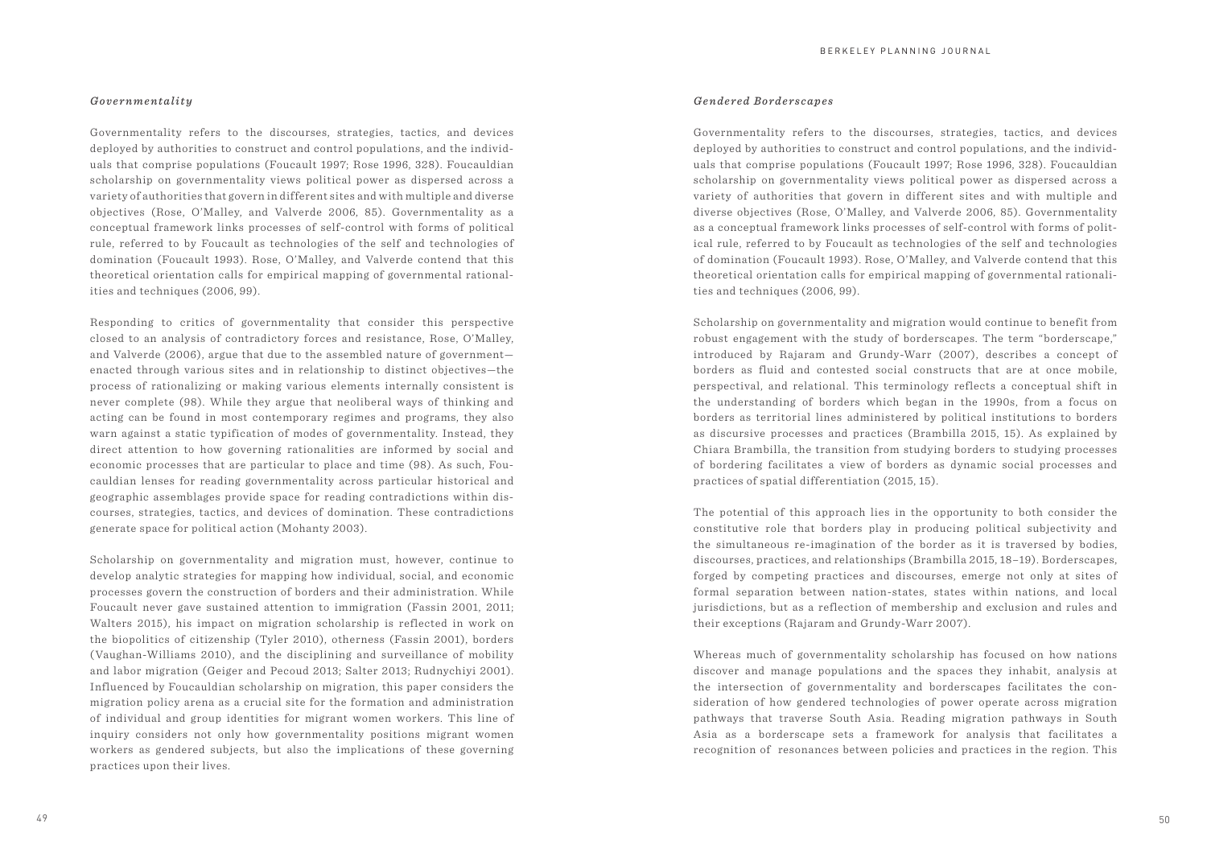### *Governmentality*

Governmentality refers to the discourses, strategies, tactics, and devices deployed by authorities to construct and control populations, and the individuals that comprise populations (Foucault 1997; Rose 1996, 328). Foucauldian scholarship on governmentality views political power as dispersed across a variety of authorities that govern in different sites and with multiple and diverse objectives (Rose, O'Malley, and Valverde 2006, 85). Governmentality as a conceptual framework links processes of self-control with forms of political rule, referred to by Foucault as technologies of the self and technologies of domination (Foucault 1993). Rose, O'Malley, and Valverde contend that this theoretical orientation calls for empirical mapping of governmental rationalities and techniques (2006, 99).

Responding to critics of governmentality that consider this perspective closed to an analysis of contradictory forces and resistance, Rose, O'Malley, and Valverde (2006), argue that due to the assembled nature of government—enacted through various sites and in relationship to distinct objectives—the process of rationalizing or making various elements internally consistent is never complete (98). While they argue that neoliberal ways of thinking and acting can be found in most contemporary regimes and programs, they also warn against a static typification of modes of governmentality. Instead, they direct attention to how governing rationalities are informed by social and economic processes that are particular to place and time (98). As such, Foucauldian lenses for reading governmentality across particular historical and geographic assemblages provide space for reading contradictions within discourses, strategies, tactics, and devices of domination. These contradictions generate space for political action (Mohanty 2003).

Scholarship on governmentality and migration must, however, continue to develop analytic strategies for mapping how individual, social, and economic processes govern the construction of borders and their administration. While Foucault never gave sustained attention to immigration (Fassin 2001, 2011; Walters 2015), his impact on migration scholarship is reflected in work on the biopolitics of citizenship (Tyler 2010), otherness (Fassin 2001), borders (Vaughan-Williams 2010), and the disciplining and surveillance of mobility and labor migration (Geiger and Pecoud 2013; Salter 2013; Rudnychiyi 2001). Influenced by Foucauldian scholarship on migration, this paper considers the migration policy arena as a crucial site for the formation and administration of individual and group identities for migrant women workers. This line of inquiry considers not only how governmentality positions migrant women workers as gendered subjects, but also the implications of these governing practices upon their lives.

### *Gendered Borderscapes*

Governmentality refers to the discourses, strategies, tactics, and devices deployed by authorities to construct and control populations, and the individuals that comprise populations (Foucault 1997; Rose 1996, 328). Foucauldian scholarship on governmentality views political power as dispersed across a variety of authorities that govern in different sites and with multiple and diverse objectives (Rose, O'Malley, and Valverde 2006, 85). Governmentality as a conceptual framework links processes of self-control with forms of political rule, referred to by Foucault as technologies of the self and technologies of domination (Foucault 1993). Rose, O'Malley, and Valverde contend that this theoretical orientation calls for empirical mapping of governmental rationalities and techniques (2006, 99).

Scholarship on governmentality and migration would continue to benefit from robust engagement with the study of borderscapes. The term "borderscape," introduced by Rajaram and Grundy-Warr (2007), describes a concept of borders as fluid and contested social constructs that are at once mobile, perspectival, and relational. This terminology reflects a conceptual shift in the understanding of borders which began in the 1990s, from a focus on borders as territorial lines administered by political institutions to borders as discursive processes and practices (Brambilla 2015, 15). As explained by Chiara Brambilla, the transition from studying borders to studying processes of bordering facilitates a view of borders as dynamic social processes and practices of spatial differentiation (2015, 15).

The potential of this approach lies in the opportunity to both consider the constitutive role that borders play in producing political subjectivity and the simultaneous re-imagination of the border as it is traversed by bodies, discourses, practices, and relationships (Brambilla 2015, 18–19). Borderscapes, forged by competing practices and discourses, emerge not only at sites of formal separation between nation-states, states within nations, and local jurisdictions, but as a reflection of membership and exclusion and rules and their exceptions (Rajaram and Grundy-Warr 2007).

Whereas much of governmentality scholarship has focused on how nations discover and manage populations and the spaces they inhabit, analysis at the intersection of governmentality and borderscapes facilitates the consideration of how gendered technologies of power operate across migration pathways that traverse South Asia. Reading migration pathways in South Asia as a borderscape sets a framework for analysis that facilitates a recognition of resonances between policies and practices in the region. This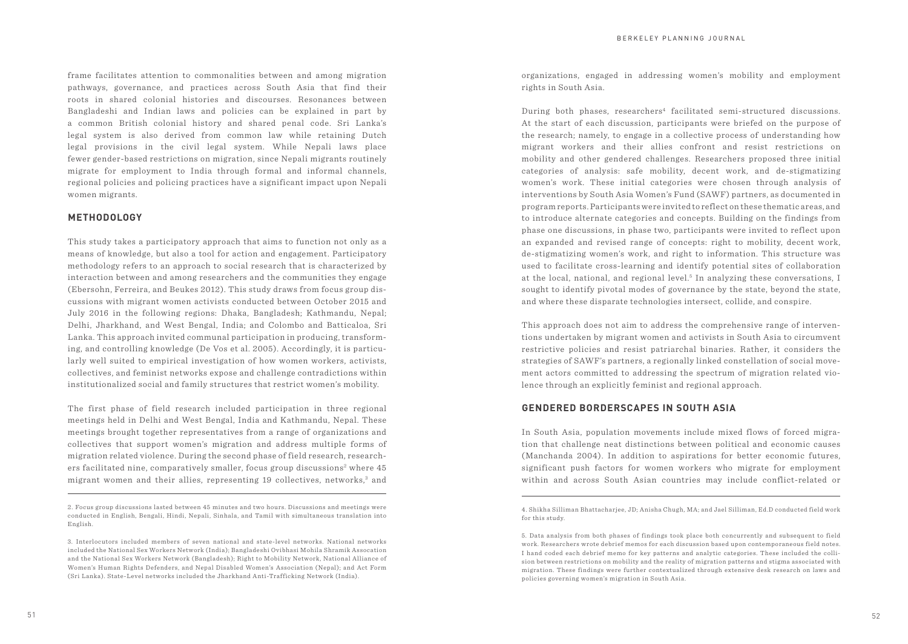frame facilitates attention to commonalities between and among migration pathways, governance, and practices across South Asia that find their roots in shared colonial histories and discourses. Resonances between Bangladeshi and Indian laws and policies can be explained in part by a common British colonial history and shared penal code. Sri Lanka's legal system is also derived from common law while retaining Dutch legal provisions in the civil legal system. While Nepali laws place fewer gender-based restrictions on migration, since Nepali migrants routinely migrate for employment to India through formal and informal channels, regional policies and policing practices have a significant impact upon Nepali women migrants.

## METHODOLOGY

This study takes a participatory approach that aims to function not only as a means of knowledge, but also a tool for action and engagement. Participatory methodology refers to an approach to social research that is characterized by interaction between and among researchers and the communities they engage (Ebersohn, Ferreira, and Beukes 2012). This study draws from focus group discussions with migrant women activists conducted between October 2015 and July 2016 in the following regions: Dhaka, Bangladesh; Kathmandu, Nepal; Delhi, Jharkhand, and West Bengal, India; and Colombo and Batticaloa, Sri Lanka. This approach invited communal participation in producing, transforming, and controlling knowledge (De Vos et al. 2005). Accordingly, it is particularly well suited to empirical investigation of how women workers, activists, collectives, and feminist networks expose and challenge contradictions within institutionalized social and family structures that restrict women's mobility.

The first phase of field research included participation in three regional meetings held in Delhi and West Bengal, India and Kathmandu, Nepal. These meetings brought together representatives from a range of organizations and collectives that support women's migration and address multiple forms of migration related violence. During the second phase of field research, researchers facilitated nine, comparatively smaller, focus group discussions[2] where 45 migrant women and their allies, representing 19 collectives, networks,[3] and organizations, engaged in addressing women's mobility and employment rights in South Asia.

During both phases, researchers[4] facilitated semi-structured discussions. At the start of each discussion, participants were briefed on the purpose of the research; namely, to engage in a collective process of understanding how migrant workers and their allies confront and resist restrictions on mobility and other gendered challenges. Researchers proposed three initial categories of analysis: safe mobility, decent work, and de-stigmatizing women's work. These initial categories were chosen through analysis of interventions by South Asia Women's Fund (SAWF) partners, as documented in program reports. Participants were invited to reflect on these thematic areas, and to introduce alternate categories and concepts. Building on the findings from phase one discussions, in phase two, participants were invited to reflect upon an expanded and revised range of concepts: right to mobility, decent work, de-stigmatizing women's work, and right to information. This structure was used to facilitate cross-learning and identify potential sites of collaboration at the local, national, and regional level.[5] In analyzing these conversations, I sought to identify pivotal modes of governance by the state, beyond the state, and where these disparate technologies intersect, collide, and conspire.

This approach does not aim to address the comprehensive range of interventions undertaken by migrant women and activists in South Asia to circumvent restrictive policies and resist patriarchal binaries. Rather, it considers the strategies of SAWF's partners, a regionally linked constellation of social movement actors committed to addressing the spectrum of migration related violence through an explicitly feminist and regional approach.

## GENDERED BORDERSCAPES IN SOUTH ASIA

In South Asia, population movements include mixed flows of forced migration that challenge neat distinctions between political and economic causes (Manchanda 2004). In addition to aspirations for better economic futures, significant push factors for women workers who migrate for employment within and across South Asian countries may include conflict-related or

---

2. Focus group discussions lasted between 45 minutes and two hours. Discussions and meetings were conducted in English, Bengali, Hindi, Nepali, Sinhala, and Tamil with simultaneous translation into English.

3. Interlocutors included members of seven national and state-level networks. National networks included the National Sex Workers Network (India); Bangladeshi Ovibhasi Mohila Shramik Assocation and the National Sex Workers Network (Bangladesh); Right to Mobility Network, National Alliance of Women's Human Rights Defenders, and Nepal Disabled Women's Association (Nepal); and Act Form (Sri Lanka). State-Level networks included the Jharkhand Anti-Trafficking Network (India).

4. Shikha Silliman Bhattacharjee, JD; Anisha Chugh, MA; and Jael Silliman, Ed.D conducted field work for this study.

5. Data analysis from both phases of findings took place both concurrently and subsequent to field work. Researchers wrote debrief memos for each discussion based upon contemporaneous field notes. I hand coded each debrief memo for key patterns and analytic categories. These included the collision between restrictions on mobility and the reality of migration patterns and stigma associated with migration. These findings were further contextualized through extensive desk research on laws and policies governing women's migration in South Asia.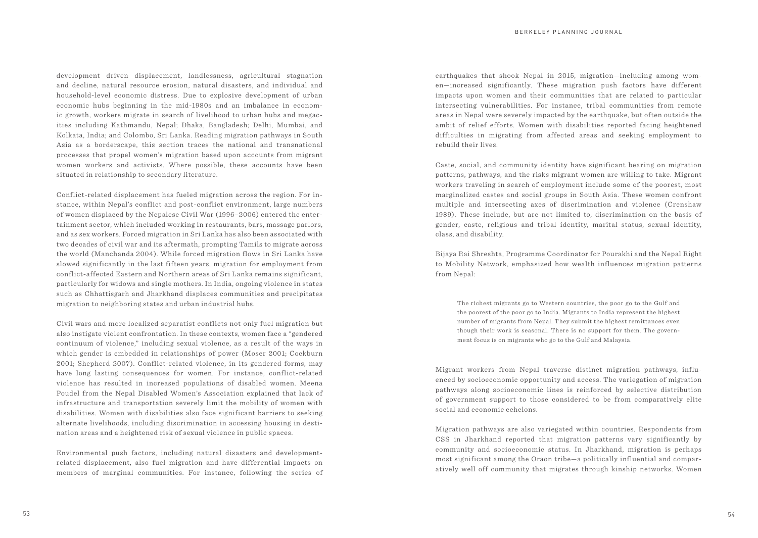development driven displacement, landlessness, agricultural stagnation and decline, natural resource erosion, natural disasters, and individual and household-level economic distress. Due to explosive development of urban economic hubs beginning in the mid-1980s and an imbalance in economic growth, workers migrate in search of livelihood to urban hubs and megacities including Kathmandu, Nepal; Dhaka, Bangladesh; Delhi, Mumbai, and Kolkata, India; and Colombo, Sri Lanka. Reading migration pathways in South Asia as a borderscape, this section traces the national and transnational processes that propel women's migration based upon accounts from migrant women workers and activists. Where possible, these accounts have been situated in relationship to secondary literature.

Conflict-related displacement has fueled migration across the region. For instance, within Nepal's conflict and post-conflict environment, large numbers of women displaced by the Nepalese Civil War (1996–2006) entered the entertainment sector, which included working in restaurants, bars, massage parlors, and as sex workers. Forced migration in Sri Lanka has also been associated with two decades of civil war and its aftermath, prompting Tamils to migrate across the world (Manchanda 2004). While forced migration flows in Sri Lanka have slowed significantly in the last fifteen years, migration for employment from conflict-affected Eastern and Northern areas of Sri Lanka remains significant, particularly for widows and single mothers. In India, ongoing violence in states such as Chhattisgarh and Jharkhand displaces communities and precipitates migration to neighboring states and urban industrial hubs.

Civil wars and more localized separatist conflicts not only fuel migration but also instigate violent confrontation. In these contexts, women face a "gendered continuum of violence," including sexual violence, as a result of the ways in which gender is embedded in relationships of power (Moser 2001; Cockburn 2001; Shepherd 2007). Conflict-related violence, in its gendered forms, may have long lasting consequences for women. For instance, conflict-related violence has resulted in increased populations of disabled women. Meena Poudel from the Nepal Disabled Women's Association explained that lack of infrastructure and transportation severely limit the mobility of women with disabilities. Women with disabilities also face significant barriers to seeking alternate livelihoods, including discrimination in accessing housing in destination areas and a heightened risk of sexual violence in public spaces.

Environmental push factors, including natural disasters and development-related displacement, also fuel migration and have differential impacts on members of marginal communities. For instance, following the series of earthquakes that shook Nepal in 2015, migration—including among women—increased significantly. These migration push factors have different impacts upon women and their communities that are related to particular intersecting vulnerabilities. For instance, tribal communities from remote areas in Nepal were severely impacted by the earthquake, but often outside the ambit of relief efforts. Women with disabilities reported facing heightened difficulties in migrating from affected areas and seeking employment to rebuild their lives.

Caste, social, and community identity have significant bearing on migration patterns, pathways, and the risks migrant women are willing to take. Migrant workers traveling in search of employment include some of the poorest, most marginalized castes and social groups in South Asia. These women confront multiple and intersecting axes of discrimination and violence (Crenshaw 1989). These include, but are not limited to, discrimination on the basis of gender, caste, religious and tribal identity, marital status, sexual identity, class, and disability.

Bijaya Rai Shreshta, Programme Coordinator for Pourakhi and the Nepal Right to Mobility Network, emphasized how wealth influences migration patterns from Nepal:

> The richest migrants go to Western countries, the poor go to the Gulf and the poorest of the poor go to India. Migrants to India represent the highest number of migrants from Nepal. They submit the highest remittances even though their work is seasonal. There is no support for them. The government focus is on migrants who go to the Gulf and Malaysia.

Migrant workers from Nepal traverse distinct migration pathways, influenced by socioeconomic opportunity and access. The variegation of migration pathways along socioeconomic lines is reinforced by selective distribution of government support to those considered to be from comparatively elite social and economic echelons.

Migration pathways are also variegated within countries. Respondents from CSS in Jharkhand reported that migration patterns vary significantly by community and socioeconomic status. In Jharkhand, migration is perhaps most significant among the Oraon tribe—a politically influential and comparatively well off community that migrates through kinship networks. Women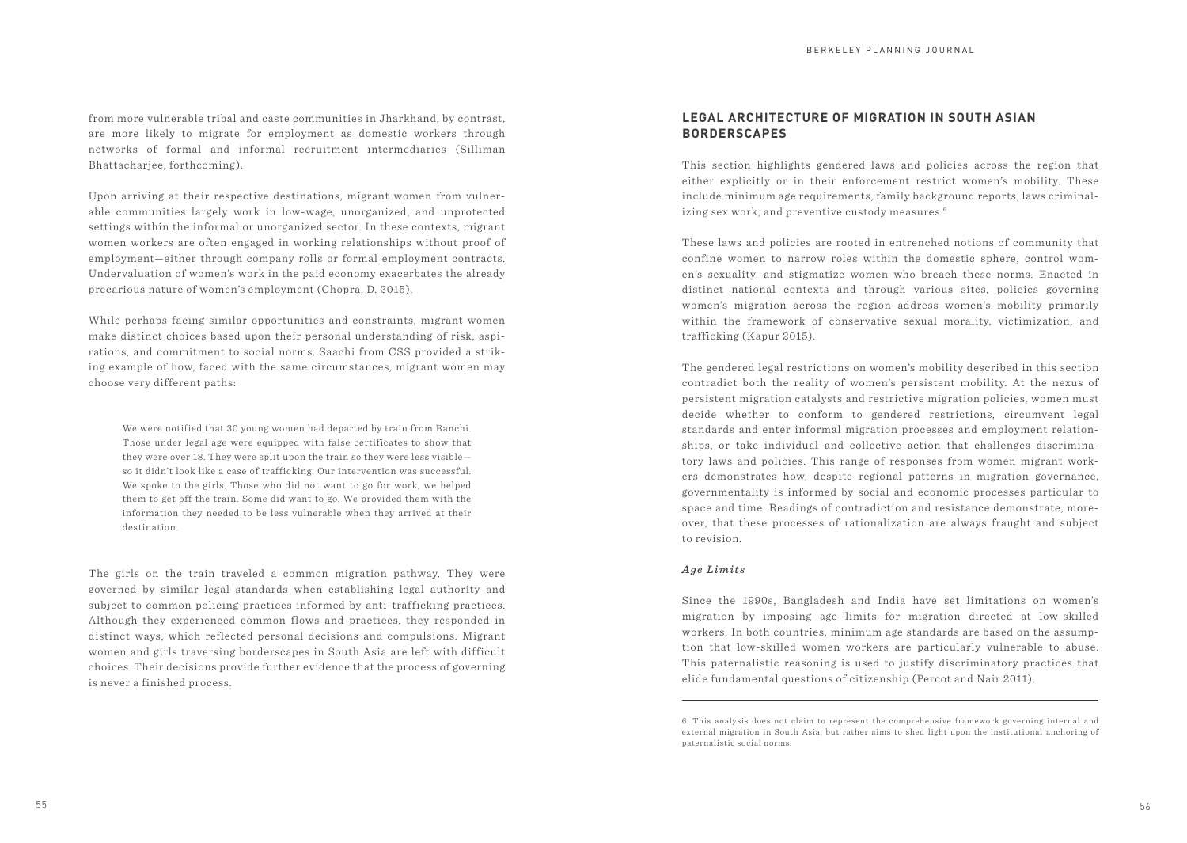from more vulnerable tribal and caste communities in Jharkhand, by contrast, are more likely to migrate for employment as domestic workers through networks of formal and informal recruitment intermediaries (Silliman Bhattacharjee, forthcoming).

Upon arriving at their respective destinations, migrant women from vulnerable communities largely work in low-wage, unorganized, and unprotected settings within the informal or unorganized sector. In these contexts, migrant women workers are often engaged in working relationships without proof of employment—either through company rolls or formal employment contracts. Undervaluation of women's work in the paid economy exacerbates the already precarious nature of women's employment (Chopra, D. 2015).

While perhaps facing similar opportunities and constraints, migrant women make distinct choices based upon their personal understanding of risk, aspirations, and commitment to social norms. Saachi from CSS provided a striking example of how, faced with the same circumstances, migrant women may choose very different paths:

> We were notified that 30 young women had departed by train from Ranchi. Those under legal age were equipped with false certificates to show that they were over 18. They were split upon the train so they were less visible—so it didn't look like a case of trafficking. Our intervention was successful. We spoke to the girls. Those who did not want to go for work, we helped them to get off the train. Some did want to go. We provided them with the information they needed to be less vulnerable when they arrived at their destination.

The girls on the train traveled a common migration pathway. They were governed by similar legal standards when establishing legal authority and subject to common policing practices informed by anti-trafficking practices. Although they experienced common flows and practices, they responded in distinct ways, which reflected personal decisions and compulsions. Migrant women and girls traversing borderscapes in South Asia are left with difficult choices. Their decisions provide further evidence that the process of governing is never a finished process.

## LEGAL ARCHITECTURE OF MIGRATION IN SOUTH ASIAN BORDERSCAPES

This section highlights gendered laws and policies across the region that either explicitly or in their enforcement restrict women's mobility. These include minimum age requirements, family background reports, laws criminalizing sex work, and preventive custody measures.[6]

These laws and policies are rooted in entrenched notions of community that confine women to narrow roles within the domestic sphere, control women's sexuality, and stigmatize women who breach these norms. Enacted in distinct national contexts and through various sites, policies governing women's migration across the region address women's mobility primarily within the framework of conservative sexual morality, victimization, and trafficking (Kapur 2015).

The gendered legal restrictions on women's mobility described in this section contradict both the reality of women's persistent mobility. At the nexus of persistent migration catalysts and restrictive migration policies, women must decide whether to conform to gendered restrictions, circumvent legal standards and enter informal migration processes and employment relationships, or take individual and collective action that challenges discriminatory laws and policies. This range of responses from women migrant workers demonstrates how, despite regional patterns in migration governance, governmentality is informed by social and economic processes particular to space and time. Readings of contradiction and resistance demonstrate, moreover, that these processes of rationalization are always fraught and subject to revision.

### *Age Limits*

Since the 1990s, Bangladesh and India have set limitations on women's migration by imposing age limits for migration directed at low-skilled workers. In both countries, minimum age standards are based on the assumption that low-skilled women workers are particularly vulnerable to abuse. This paternalistic reasoning is used to justify discriminatory practices that elide fundamental questions of citizenship (Percot and Nair 2011).

---

6. This analysis does not claim to represent the comprehensive framework governing internal and external migration in South Asia, but rather aims to shed light upon the institutional anchoring of paternalistic social norms.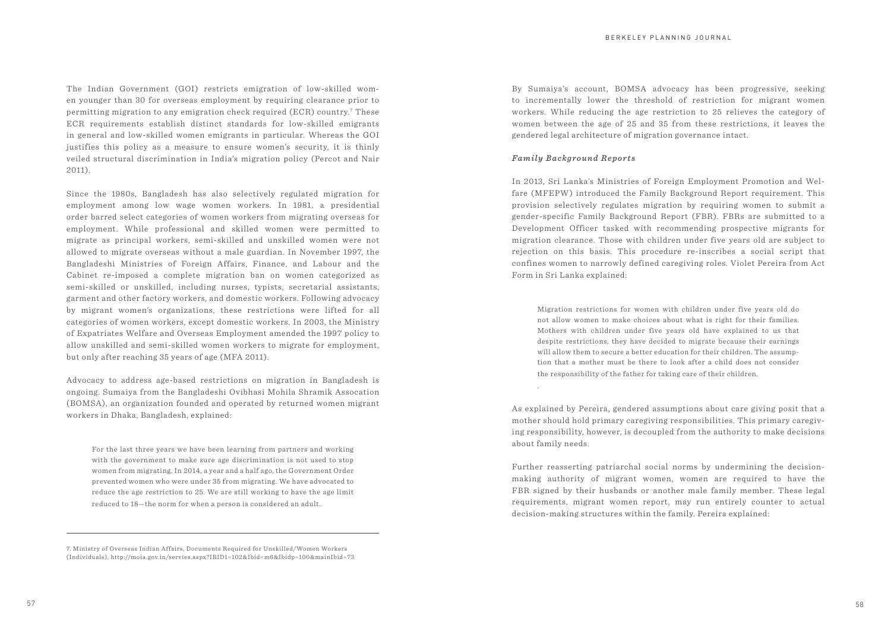The Indian Government (GOI) restricts emigration of low-skilled women younger than 30 for overseas employment by requiring clearance prior to permitting migration to any emigration check required (ECR) country.[7] These ECR requirements establish distinct standards for low-skilled emigrants in general and low-skilled women emigrants in particular. Whereas the GOI justifies this policy as a measure to ensure women's security, it is thinly veiled structural discrimination in India's migration policy (Percot and Nair 2011).

Since the 1980s, Bangladesh has also selectively regulated migration for employment among low wage women workers. In 1981, a presidential order barred select categories of women workers from migrating overseas for employment. While professional and skilled women were permitted to migrate as principal workers, semi-skilled and unskilled women were not allowed to migrate overseas without a male guardian. In November 1997, the Bangladeshi Ministries of Foreign Affairs, Finance, and Labour and the Cabinet re-imposed a complete migration ban on women categorized as semi-skilled or unskilled, including nurses, typists, secretarial assistants, garment and other factory workers, and domestic workers. Following advocacy by migrant women's organizations, these restrictions were lifted for all categories of women workers, except domestic workers. In 2003, the Ministry of Expatriates Welfare and Overseas Employment amended the 1997 policy to allow unskilled and semi-skilled women workers to migrate for employment, but only after reaching 35 years of age (MFA 2011).

Advocacy to address age-based restrictions on migration in Bangladesh is ongoing. Sumaiya from the Bangladeshi Ovibhasi Mohila Shramik Assocation (BOMSA), an organization founded and operated by returned women migrant workers in Dhaka, Bangladesh, explained:

> For the last three years we have been learning from partners and working with the government to make sure age discrimination is not used to stop women from migrating. In 2014, a year and a half ago, the Government Order prevented women who were under 35 from migrating. We have advocated to reduce the age restriction to 25. We are still working to have the age limit reduced to 18—the norm for when a person is considered an adult.

By Sumaiya's account, BOMSA advocacy has been progressive, seeking to incrementally lower the threshold of restriction for migrant women workers. While reducing the age restriction to 25 relieves the category of women between the age of 25 and 35 from these restrictions, it leaves the gendered legal architecture of migration governance intact.

### *Family Background Reports*

In 2013, Sri Lanka's Ministries of Foreign Employment Promotion and Welfare (MFEPW) introduced the Family Background Report requirement. This provision selectively regulates migration by requiring women to submit a gender-specific Family Background Report (FBR). FBRs are submitted to a Development Officer tasked with recommending prospective migrants for migration clearance. Those with children under five years old are subject to rejection on this basis. This procedure re-inscribes a social script that confines women to narrowly defined caregiving roles. Violet Pereira from Act Form in Sri Lanka explained:

> Migration restrictions for women with children under five years old do not allow women to make choices about what is right for their families. Mothers with children under five years old have explained to us that despite restrictions, they have decided to migrate because their earnings will allow them to secure a better education for their children. The assumption that a mother must be there to look after a child does not consider the responsibility of the father for taking care of their children.

As explained by Pereira, gendered assumptions about care giving posit that a mother should hold primary caregiving responsibilities. This primary caregiving responsibility, however, is decoupled from the authority to make decisions about family needs.

Further reasserting patriarchal social norms by undermining the decision-making authority of migrant women, women are required to have the FBR signed by their husbands or another male family member. These legal requirements, migrant women report, may run entirely counter to actual decision-making structures within the family. Pereira explained:

---

7. Ministry of Overseas Indian Affairs, Documents Required for Unskilled/Women Workers (Individuals), http://moia.gov.in/servies.aspx?IBID1=102&Ibid=m6&Ibidp=100&mainIbid=73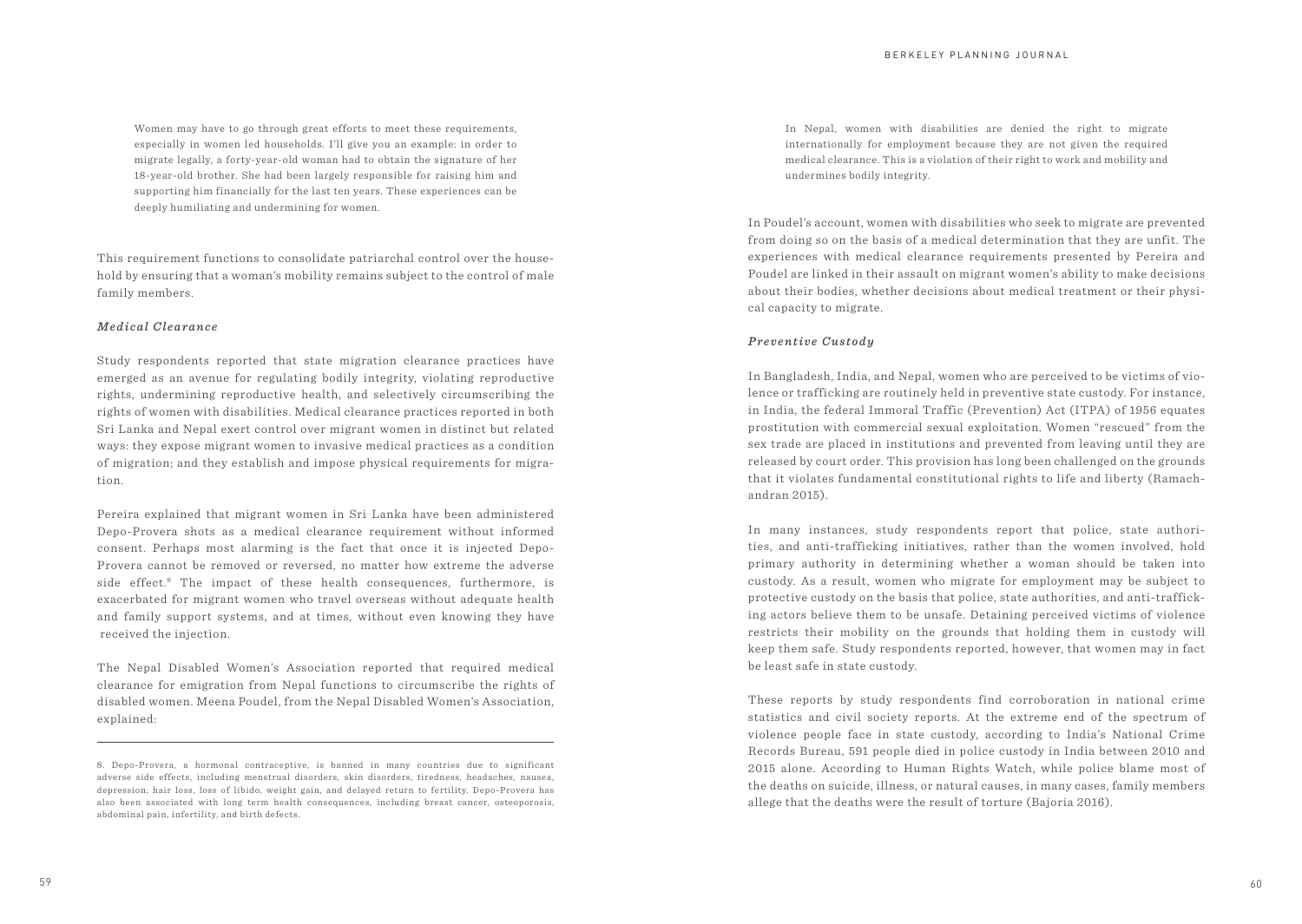> Women may have to go through great efforts to meet these requirements, especially in women led households. I'll give you an example: in order to migrate legally, a forty-year-old woman had to obtain the signature of her 18-year-old brother. She had been largely responsible for raising him and supporting him financially for the last ten years. These experiences can be deeply humiliating and undermining for women.

This requirement functions to consolidate patriarchal control over the household by ensuring that a woman's mobility remains subject to the control of male family members.

### *Medical Clearance*

Study respondents reported that state migration clearance practices have emerged as an avenue for regulating bodily integrity, violating reproductive rights, undermining reproductive health, and selectively circumscribing the rights of women with disabilities. Medical clearance practices reported in both Sri Lanka and Nepal exert control over migrant women in distinct but related ways: they expose migrant women to invasive medical practices as a condition of migration; and they establish and impose physical requirements for migration.

Pereira explained that migrant women in Sri Lanka have been administered Depo-Provera shots as a medical clearance requirement without informed consent. Perhaps most alarming is the fact that once it is injected Depo-Provera cannot be removed or reversed, no matter how extreme the adverse side effect.[8] The impact of these health consequences, furthermore, is exacerbated for migrant women who travel overseas without adequate health and family support systems, and at times, without even knowing they have received the injection.

The Nepal Disabled Women's Association reported that required medical clearance for emigration from Nepal functions to circumscribe the rights of disabled women. Meena Poudel, from the Nepal Disabled Women's Association, explained:

> In Nepal, women with disabilities are denied the right to migrate internationally for employment because they are not given the required medical clearance. This is a violation of their right to work and mobility and undermines bodily integrity.

In Poudel's account, women with disabilities who seek to migrate are prevented from doing so on the basis of a medical determination that they are unfit. The experiences with medical clearance requirements presented by Pereira and Poudel are linked in their assault on migrant women's ability to make decisions about their bodies, whether decisions about medical treatment or their physical capacity to migrate.

### *Preventive Custody*

In Bangladesh, India, and Nepal, women who are perceived to be victims of violence or trafficking are routinely held in preventive state custody. For instance, in India, the federal Immoral Traffic (Prevention) Act (ITPA) of 1956 equates prostitution with commercial sexual exploitation. Women "rescued" from the sex trade are placed in institutions and prevented from leaving until they are released by court order. This provision has long been challenged on the grounds that it violates fundamental constitutional rights to life and liberty (Ramachandran 2015).

In many instances, study respondents report that police, state authorities, and anti-trafficking initiatives, rather than the women involved, hold primary authority in determining whether a woman should be taken into custody. As a result, women who migrate for employment may be subject to protective custody on the basis that police, state authorities, and anti-trafficking actors believe them to be unsafe. Detaining perceived victims of violence restricts their mobility on the grounds that holding them in custody will keep them safe. Study respondents reported, however, that women may in fact be least safe in state custody.

These reports by study respondents find corroboration in national crime statistics and civil society reports. At the extreme end of the spectrum of violence people face in state custody, according to India's National Crime Records Bureau, 591 people died in police custody in India between 2010 and 2015 alone. According to Human Rights Watch, while police blame most of the deaths on suicide, illness, or natural causes, in many cases, family members allege that the deaths were the result of torture (Bajoria 2016).

---

8. Depo-Provera, a hormonal contraceptive, is banned in many countries due to significant adverse side effects, including menstrual disorders, skin disorders, tiredness, headaches, nausea, depression, hair loss, loss of libido, weight gain, and delayed return to fertility. Depo-Provera has also been associated with long term health consequences, including breast cancer, osteoporosis, abdominal pain, infertility, and birth defects.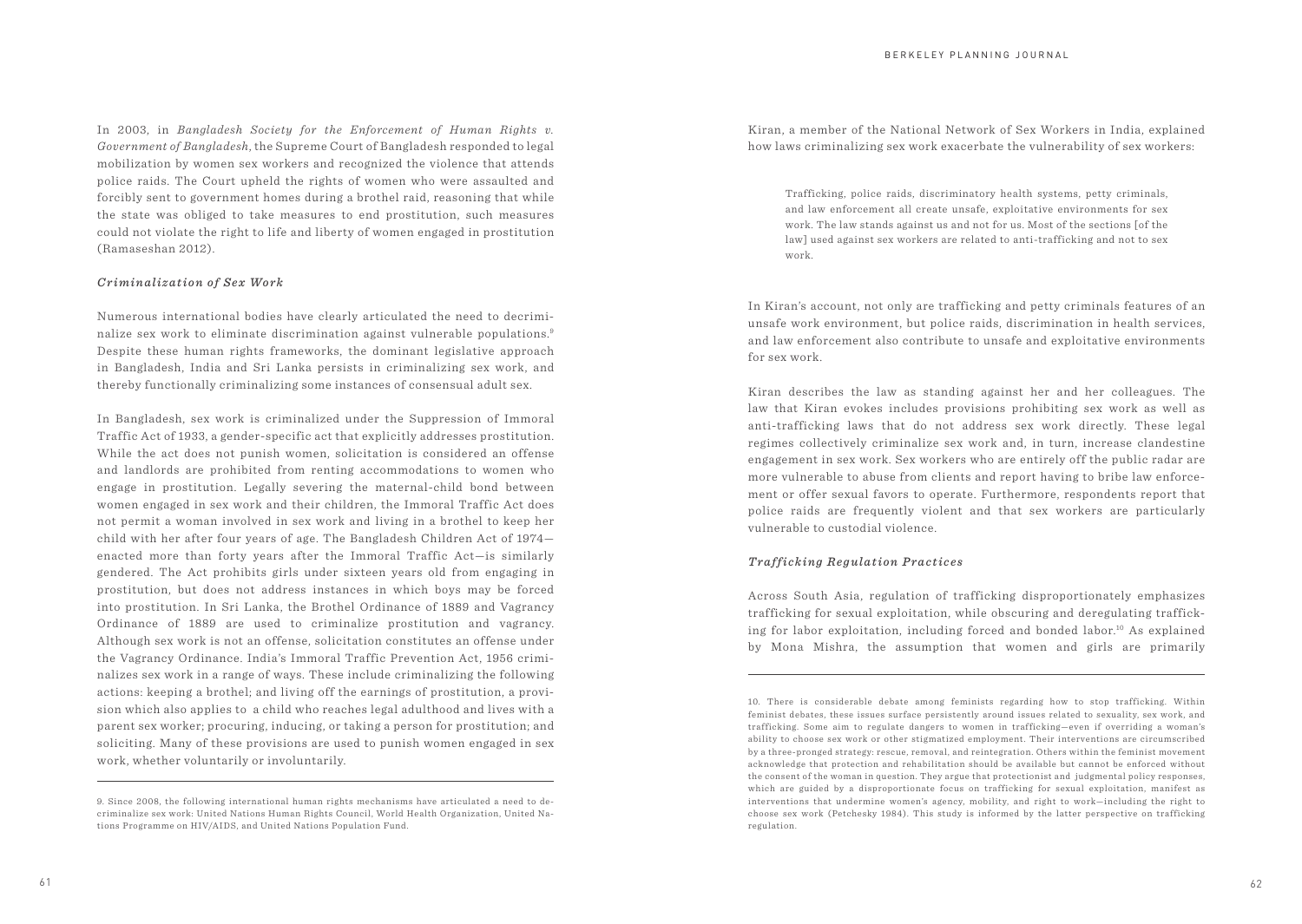In 2003, in *Bangladesh Society for the Enforcement of Human Rights v. Government of Bangladesh*, the Supreme Court of Bangladesh responded to legal mobilization by women sex workers and recognized the violence that attends police raids. The Court upheld the rights of women who were assaulted and forcibly sent to government homes during a brothel raid, reasoning that while the state was obliged to take measures to end prostitution, such measures could not violate the right to life and liberty of women engaged in prostitution (Ramaseshan 2012).

### *Criminalization of Sex Work*

Numerous international bodies have clearly articulated the need to decriminalize sex work to eliminate discrimination against vulnerable populations.[9] Despite these human rights frameworks, the dominant legislative approach in Bangladesh, India and Sri Lanka persists in criminalizing sex work, and thereby functionally criminalizing some instances of consensual adult sex.

In Bangladesh, sex work is criminalized under the Suppression of Immoral Traffic Act of 1933, a gender-specific act that explicitly addresses prostitution. While the act does not punish women, solicitation is considered an offense and landlords are prohibited from renting accommodations to women who engage in prostitution. Legally severing the maternal-child bond between women engaged in sex work and their children, the Immoral Traffic Act does not permit a woman involved in sex work and living in a brothel to keep her child with her after four years of age. The Bangladesh Children Act of 1974—enacted more than forty years after the Immoral Traffic Act—is similarly gendered. The Act prohibits girls under sixteen years old from engaging in prostitution, but does not address instances in which boys may be forced into prostitution. In Sri Lanka, the Brothel Ordinance of 1889 and Vagrancy Ordinance of 1889 are used to criminalize prostitution and vagrancy. Although sex work is not an offense, solicitation constitutes an offense under the Vagrancy Ordinance. India's Immoral Traffic Prevention Act, 1956 criminalizes sex work in a range of ways. These include criminalizing the following actions: keeping a brothel; and living off the earnings of prostitution, a provision which also applies to a child who reaches legal adulthood and lives with a parent sex worker; procuring, inducing, or taking a person for prostitution; and soliciting. Many of these provisions are used to punish women engaged in sex work, whether voluntarily or involuntarily.

Kiran, a member of the National Network of Sex Workers in India, explained how laws criminalizing sex work exacerbate the vulnerability of sex workers:

> Trafficking, police raids, discriminatory health systems, petty criminals, and law enforcement all create unsafe, exploitative environments for sex work. The law stands against us and not for us. Most of the sections [of the law] used against sex workers are related to anti-trafficking and not to sex work.

In Kiran's account, not only are trafficking and petty criminals features of an unsafe work environment, but police raids, discrimination in health services, and law enforcement also contribute to unsafe and exploitative environments for sex work.

Kiran describes the law as standing against her and her colleagues. The law that Kiran evokes includes provisions prohibiting sex work as well as anti-trafficking laws that do not address sex work directly. These legal regimes collectively criminalize sex work and, in turn, increase clandestine engagement in sex work. Sex workers who are entirely off the public radar are more vulnerable to abuse from clients and report having to bribe law enforcement or offer sexual favors to operate. Furthermore, respondents report that police raids are frequently violent and that sex workers are particularly vulnerable to custodial violence.

### *Trafficking Regulation Practices*

Across South Asia, regulation of trafficking disproportionately emphasizes trafficking for sexual exploitation, while obscuring and deregulating trafficking for labor exploitation, including forced and bonded labor.[10] As explained by Mona Mishra, the assumption that women and girls are primarily

---

9. Since 2008, the following international human rights mechanisms have articulated a need to decriminalize sex work: United Nations Human Rights Council, World Health Organization, United Nations Programme on HIV/AIDS, and United Nations Population Fund.

10. There is considerable debate among feminists regarding how to stop trafficking. Within feminist debates, these issues surface persistently around issues related to sexuality, sex work, and trafficking. Some aim to regulate dangers to women in trafficking—even if overriding a woman's ability to choose sex work or other stigmatized employment. Their interventions are circumscribed by a three-pronged strategy: rescue, removal, and reintegration. Others within the feminist movement acknowledge that protection and rehabilitation should be available but cannot be enforced without the consent of the woman in question. They argue that protectionist and judgmental policy responses, which are guided by a disproportionate focus on trafficking for sexual exploitation, manifest as interventions that undermine women's agency, mobility, and right to work—including the right to choose sex work (Petchesky 1984). This study is informed by the latter perspective on trafficking regulation.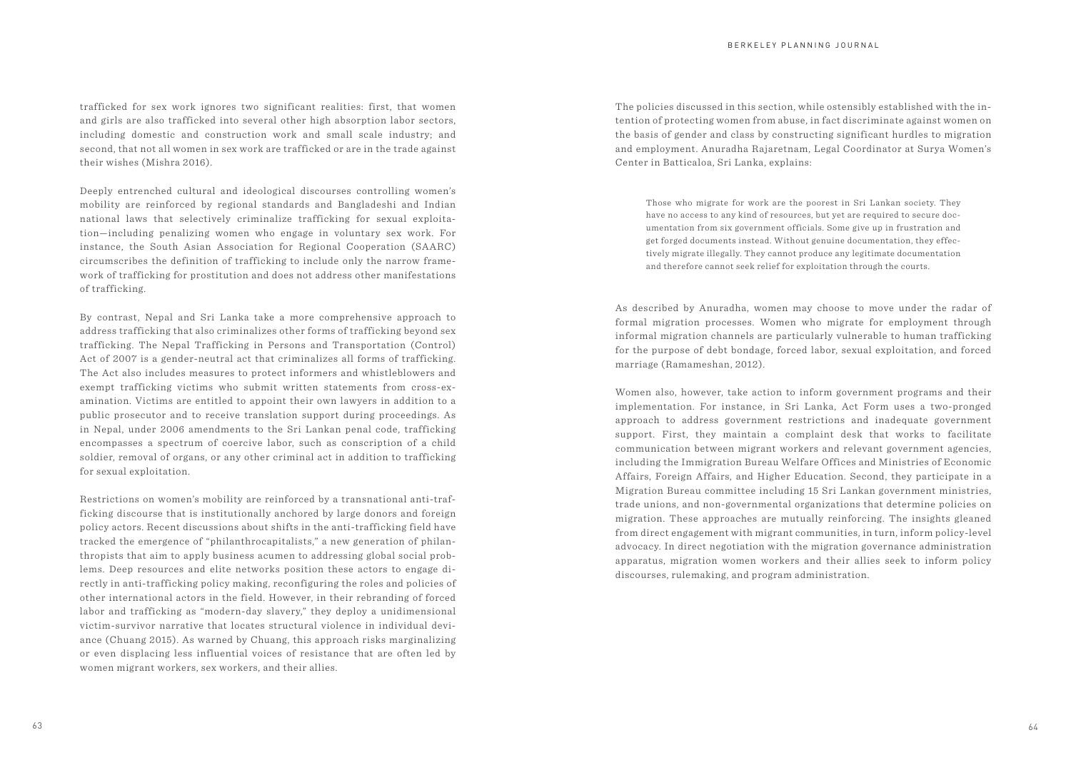trafficked for sex work ignores two significant realities: first, that women and girls are also trafficked into several other high absorption labor sectors, including domestic and construction work and small scale industry; and second, that not all women in sex work are trafficked or are in the trade against their wishes (Mishra 2016).

Deeply entrenched cultural and ideological discourses controlling women's mobility are reinforced by regional standards and Bangladeshi and Indian national laws that selectively criminalize trafficking for sexual exploitation—including penalizing women who engage in voluntary sex work. For instance, the South Asian Association for Regional Cooperation (SAARC) circumscribes the definition of trafficking to include only the narrow framework of trafficking for prostitution and does not address other manifestations of trafficking.

By contrast, Nepal and Sri Lanka take a more comprehensive approach to address trafficking that also criminalizes other forms of trafficking beyond sex trafficking. The Nepal Trafficking in Persons and Transportation (Control) Act of 2007 is a gender-neutral act that criminalizes all forms of trafficking. The Act also includes measures to protect informers and whistleblowers and exempt trafficking victims who submit written statements from cross-examination. Victims are entitled to appoint their own lawyers in addition to a public prosecutor and to receive translation support during proceedings. As in Nepal, under 2006 amendments to the Sri Lankan penal code, trafficking encompasses a spectrum of coercive labor, such as conscription of a child soldier, removal of organs, or any other criminal act in addition to trafficking for sexual exploitation.

Restrictions on women's mobility are reinforced by a transnational anti-trafficking discourse that is institutionally anchored by large donors and foreign policy actors. Recent discussions about shifts in the anti-trafficking field have tracked the emergence of "philanthrocapitalists," a new generation of philanthropists that aim to apply business acumen to addressing global social problems. Deep resources and elite networks position these actors to engage directly in anti-trafficking policy making, reconfiguring the roles and policies of other international actors in the field. However, in their rebranding of forced labor and trafficking as "modern-day slavery," they deploy a unidimensional victim-survivor narrative that locates structural violence in individual deviance (Chuang 2015). As warned by Chuang, this approach risks marginalizing or even displacing less influential voices of resistance that are often led by women migrant workers, sex workers, and their allies.

The policies discussed in this section, while ostensibly established with the intention of protecting women from abuse, in fact discriminate against women on the basis of gender and class by constructing significant hurdles to migration and employment. Anuradha Rajaretnam, Legal Coordinator at Surya Women's Center in Batticaloa, Sri Lanka, explains:

> Those who migrate for work are the poorest in Sri Lankan society. They have no access to any kind of resources, but yet are required to secure documentation from six government officials. Some give up in frustration and get forged documents instead. Without genuine documentation, they effectively migrate illegally. They cannot produce any legitimate documentation and therefore cannot seek relief for exploitation through the courts.

As described by Anuradha, women may choose to move under the radar of formal migration processes. Women who migrate for employment through informal migration channels are particularly vulnerable to human trafficking for the purpose of debt bondage, forced labor, sexual exploitation, and forced marriage (Ramameshan, 2012).

Women also, however, take action to inform government programs and their implementation. For instance, in Sri Lanka, Act Form uses a two-pronged approach to address government restrictions and inadequate government support. First, they maintain a complaint desk that works to facilitate communication between migrant workers and relevant government agencies, including the Immigration Bureau Welfare Offices and Ministries of Economic Affairs, Foreign Affairs, and Higher Education. Second, they participate in a Migration Bureau committee including 15 Sri Lankan government ministries, trade unions, and non-governmental organizations that determine policies on migration. These approaches are mutually reinforcing. The insights gleaned from direct engagement with migrant communities, in turn, inform policy-level advocacy. In direct negotiation with the migration governance administration apparatus, migration women workers and their allies seek to inform policy discourses, rulemaking, and program administration.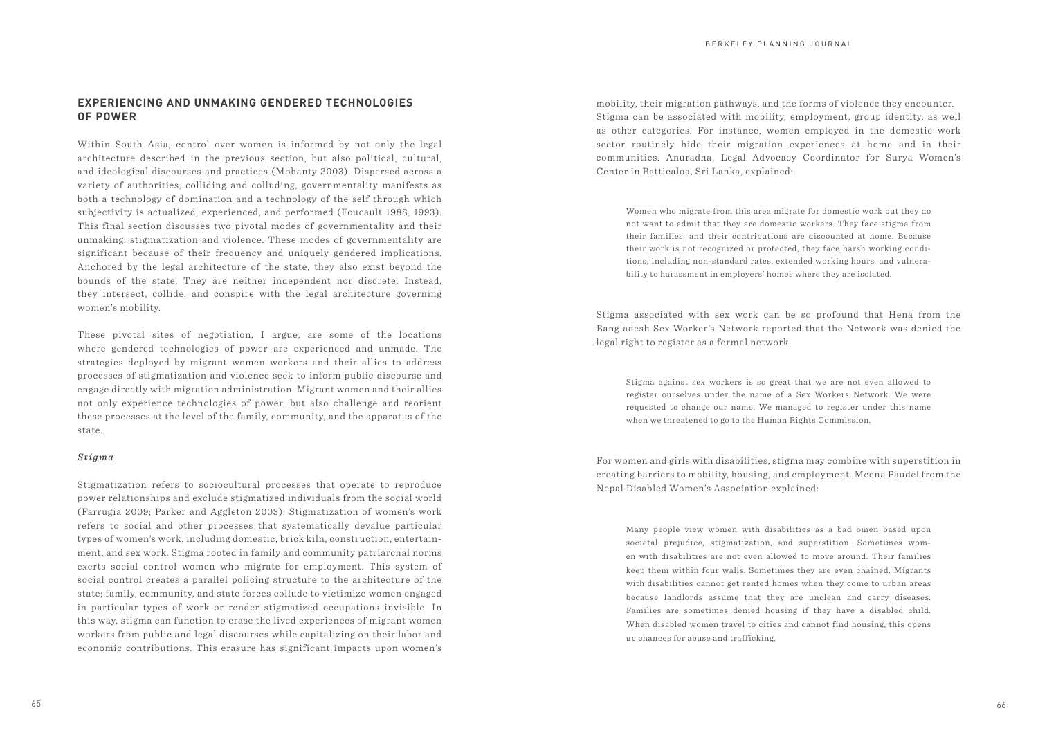## EXPERIENCING AND UNMAKING GENDERED TECHNOLOGIES OF POWER

Within South Asia, control over women is informed by not only the legal architecture described in the previous section, but also political, cultural, and ideological discourses and practices (Mohanty 2003). Dispersed across a variety of authorities, colliding and colluding, governmentality manifests as both a technology of domination and a technology of the self through which subjectivity is actualized, experienced, and performed (Foucault 1988, 1993). This final section discusses two pivotal modes of governmentality and their unmaking: stigmatization and violence. These modes of governmentality are significant because of their frequency and uniquely gendered implications. Anchored by the legal architecture of the state, they also exist beyond the bounds of the state. They are neither independent nor discrete. Instead, they intersect, collide, and conspire with the legal architecture governing women's mobility.

These pivotal sites of negotiation, I argue, are some of the locations where gendered technologies of power are experienced and unmade. The strategies deployed by migrant women workers and their allies to address processes of stigmatization and violence seek to inform public discourse and engage directly with migration administration. Migrant women and their allies not only experience technologies of power, but also challenge and reorient these processes at the level of the family, community, and the apparatus of the state.

### *Stigma*

Stigmatization refers to sociocultural processes that operate to reproduce power relationships and exclude stigmatized individuals from the social world (Farrugia 2009; Parker and Aggleton 2003). Stigmatization of women's work refers to social and other processes that systematically devalue particular types of women's work, including domestic, brick kiln, construction, entertainment, and sex work. Stigma rooted in family and community patriarchal norms exerts social control women who migrate for employment. This system of social control creates a parallel policing structure to the architecture of the state; family, community, and state forces collude to victimize women engaged in particular types of work or render stigmatized occupations invisible. In this way, stigma can function to erase the lived experiences of migrant women workers from public and legal discourses while capitalizing on their labor and economic contributions. This erasure has significant impacts upon women's mobility, their migration pathways, and the forms of violence they encounter. Stigma can be associated with mobility, employment, group identity, as well as other categories. For instance, women employed in the domestic work sector routinely hide their migration experiences at home and in their communities. Anuradha, Legal Advocacy Coordinator for Surya Women's Center in Batticaloa, Sri Lanka, explained:

> Women who migrate from this area migrate for domestic work but they do not want to admit that they are domestic workers. They face stigma from their families, and their contributions are discounted at home. Because their work is not recognized or protected, they face harsh working conditions, including non-standard rates, extended working hours, and vulnerability to harassment in employers' homes where they are isolated.

Stigma associated with sex work can be so profound that Hena from the Bangladesh Sex Worker's Network reported that the Network was denied the legal right to register as a formal network.

> Stigma against sex workers is so great that we are not even allowed to register ourselves under the name of a Sex Workers Network. We were requested to change our name. We managed to register under this name when we threatened to go to the Human Rights Commission.

For women and girls with disabilities, stigma may combine with superstition in creating barriers to mobility, housing, and employment. Meena Paudel from the Nepal Disabled Women's Association explained:

> Many people view women with disabilities as a bad omen based upon societal prejudice, stigmatization, and superstition. Sometimes women with disabilities are not even allowed to move around. Their families keep them within four walls. Sometimes they are even chained. Migrants with disabilities cannot get rented homes when they come to urban areas because landlords assume that they are unclean and carry diseases. Families are sometimes denied housing if they have a disabled child. When disabled women travel to cities and cannot find housing, this opens up chances for abuse and trafficking.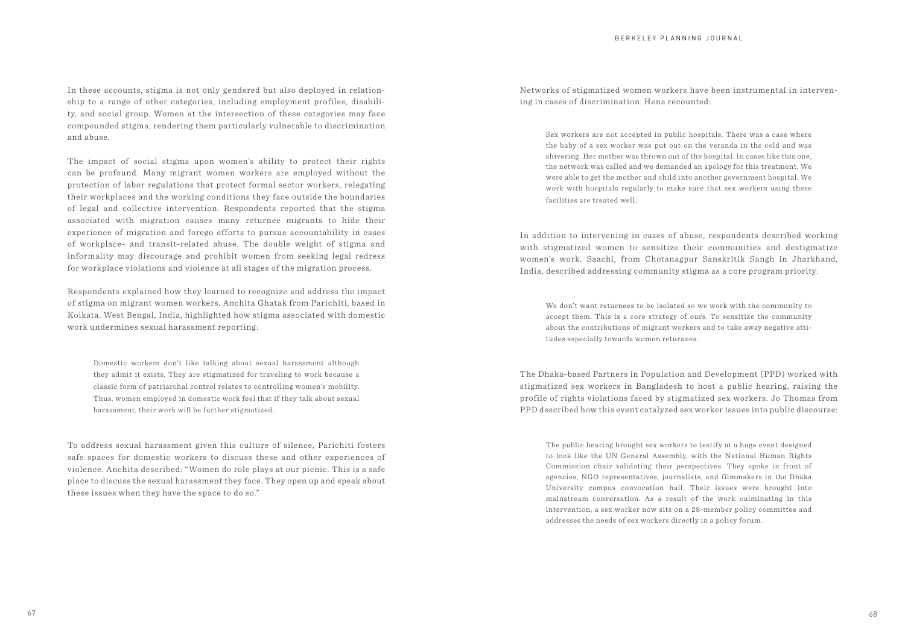In these accounts, stigma is not only gendered but also deployed in relationship to a range of other categories, including employment profiles, disability, and social group. Women at the intersection of these categories may face compounded stigma, rendering them particularly vulnerable to discrimination and abuse.

The impact of social stigma upon women's ability to protect their rights can be profound. Many migrant women workers are employed without the protection of labor regulations that protect formal sector workers, relegating their workplaces and the working conditions they face outside the boundaries of legal and collective intervention. Respondents reported that the stigma associated with migration causes many returnee migrants to hide their experience of migration and forego efforts to pursue accountability in cases of workplace- and transit-related abuse. The double weight of stigma and informality may discourage and prohibit women from seeking legal redress for workplace violations and violence at all stages of the migration process.

Respondents explained how they learned to recognize and address the impact of stigma on migrant women workers. Anchita Ghatak from Parichiti, based in Kolkata, West Bengal, India, highlighted how stigma associated with domestic work undermines sexual harassment reporting:

> Domestic workers don't like talking about sexual harassment although they admit it exists. They are stigmatized for traveling to work because a classic form of patriarchal control relates to controlling women's mobility. Thus, women employed in domestic work feel that if they talk about sexual harassment, their work will be further stigmatized.

To address sexual harassment given this culture of silence, Parichiti fosters safe spaces for domestic workers to discuss these and other experiences of violence. Anchita described: "Women do role plays at our picnic. This is a safe place to discuss the sexual harassment they face. They open up and speak about these issues when they have the space to do so."

Networks of stigmatized women workers have been instrumental in intervening in cases of discrimination. Hena recounted:

> Sex workers are not accepted in public hospitals. There was a case where the baby of a sex worker was put out on the veranda in the cold and was shivering. Her mother was thrown out of the hospital. In cases like this one, the network was called and we demanded an apology for this treatment. We were able to get the mother and child into another government hospital. We work with hospitals regularly to make sure that sex workers using these facilities are treated well.

In addition to intervening in cases of abuse, respondents described working with stigmatized women to sensitize their communities and destigmatize women's work. Saachi, from Chotanagpur Sanskritik Sangh in Jharkhand, India, described addressing community stigma as a core program priority:

> We don't want returnees to be isolated so we work with the community to accept them. This is a core strategy of ours. To sensitize the community about the contributions of migrant workers and to take away negative attitudes especially towards women returnees.

The Dhaka-based Partners in Population and Development (PPD) worked with stigmatized sex workers in Bangladesh to host a public hearing, raising the profile of rights violations faced by stigmatized sex workers. Jo Thomas from PPD described how this event catalyzed sex worker issues into public discourse:

> The public hearing brought sex workers to testify at a huge event designed to look like the UN General Assembly, with the National Human Rights Commission chair validating their perspectives. They spoke in front of agencies, NGO representatives, journalists, and filmmakers in the Dhaka University campus convocation hall. Their issues were brought into mainstream conversation. As a result of the work culminating in this intervention, a sex worker now sits on a 28-member policy committee and addresses the needs of sex workers directly in a policy forum.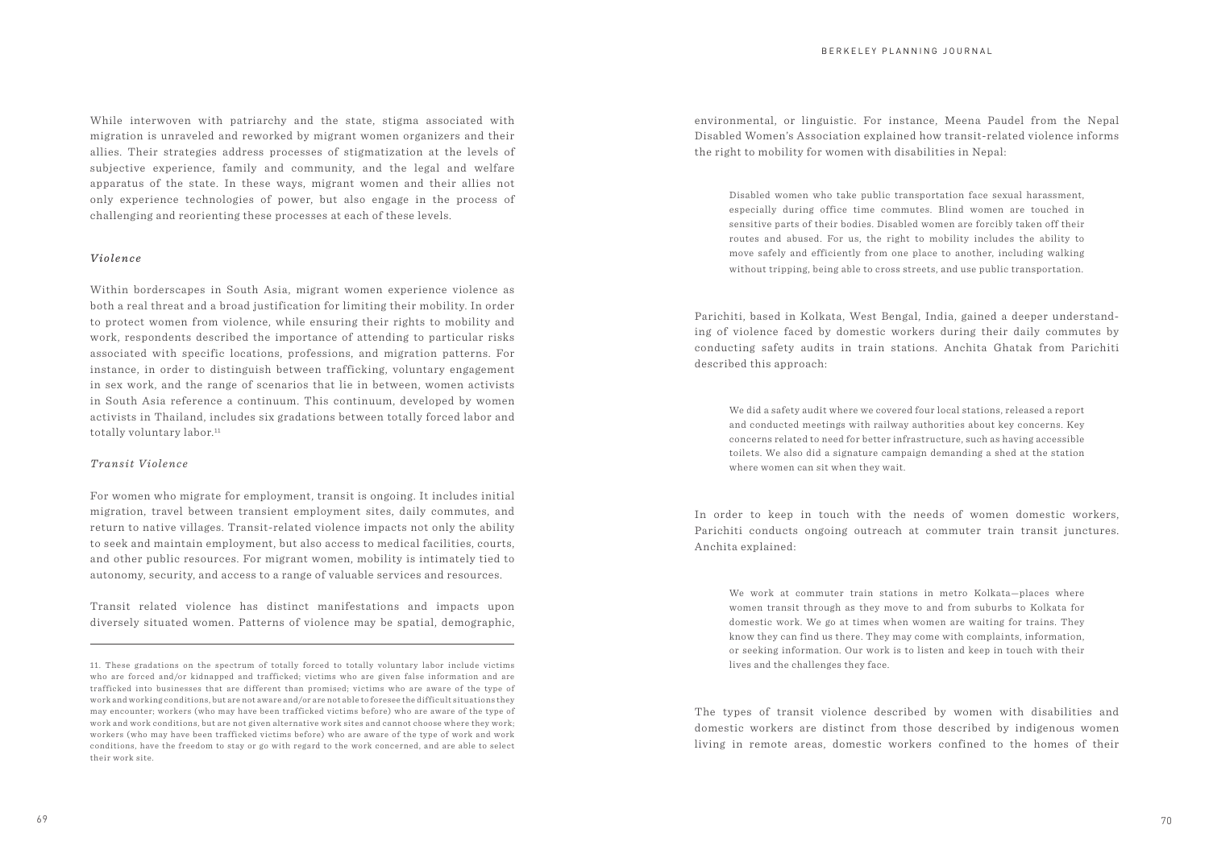While interwoven with patriarchy and the state, stigma associated with migration is unraveled and reworked by migrant women organizers and their allies. Their strategies address processes of stigmatization at the levels of subjective experience, family and community, and the legal and welfare apparatus of the state. In these ways, migrant women and their allies not only experience technologies of power, but also engage in the process of challenging and reorienting these processes at each of these levels.

### *Violence*

Within borderscapes in South Asia, migrant women experience violence as both a real threat and a broad justification for limiting their mobility. In order to protect women from violence, while ensuring their rights to mobility and work, respondents described the importance of attending to particular risks associated with specific locations, professions, and migration patterns. For instance, in order to distinguish between trafficking, voluntary engagement in sex work, and the range of scenarios that lie in between, women activists in South Asia reference a continuum. This continuum, developed by women activists in Thailand, includes six gradations between totally forced labor and totally voluntary labor.[11]

### *Transit Violence*

For women who migrate for employment, transit is ongoing. It includes initial migration, travel between transient employment sites, daily commutes, and return to native villages. Transit-related violence impacts not only the ability to seek and maintain employment, but also access to medical facilities, courts, and other public resources. For migrant women, mobility is intimately tied to autonomy, security, and access to a range of valuable services and resources.

Transit related violence has distinct manifestations and impacts upon diversely situated women. Patterns of violence may be spatial, demographic, environmental, or linguistic. For instance, Meena Paudel from the Nepal Disabled Women's Association explained how transit-related violence informs the right to mobility for women with disabilities in Nepal:

> Disabled women who take public transportation face sexual harassment, especially during office time commutes. Blind women are touched in sensitive parts of their bodies. Disabled women are forcibly taken off their routes and abused. For us, the right to mobility includes the ability to move safely and efficiently from one place to another, including walking without tripping, being able to cross streets, and use public transportation.

Parichiti, based in Kolkata, West Bengal, India, gained a deeper understanding of violence faced by domestic workers during their daily commutes by conducting safety audits in train stations. Anchita Ghatak from Parichiti described this approach:

> We did a safety audit where we covered four local stations, released a report and conducted meetings with railway authorities about key concerns. Key concerns related to need for better infrastructure, such as having accessible toilets. We also did a signature campaign demanding a shed at the station where women can sit when they wait.

In order to keep in touch with the needs of women domestic workers, Parichiti conducts ongoing outreach at commuter train transit junctures. Anchita explained:

> We work at commuter train stations in metro Kolkata—places where women transit through as they move to and from suburbs to Kolkata for domestic work. We go at times when women are waiting for trains. They know they can find us there. They may come with complaints, information, or seeking information. Our work is to listen and keep in touch with their lives and the challenges they face.

The types of transit violence described by women with disabilities and domestic workers are distinct from those described by indigenous women living in remote areas, domestic workers confined to the homes of their

---

11. These gradations on the spectrum of totally forced to totally voluntary labor include victims who are forced and/or kidnapped and trafficked; victims who are given false information and are trafficked into businesses that are different than promised; victims who are aware of the type of work and working conditions, but are not aware and/or are not able to foresee the difficult situations they may encounter; workers (who may have been trafficked victims before) who are aware of the type of work and work conditions, but are not given alternative work sites and cannot choose where they work; workers (who may have been trafficked victims before) who are aware of the type of work and work conditions, have the freedom to stay or go with regard to the work concerned, and are able to select their work site.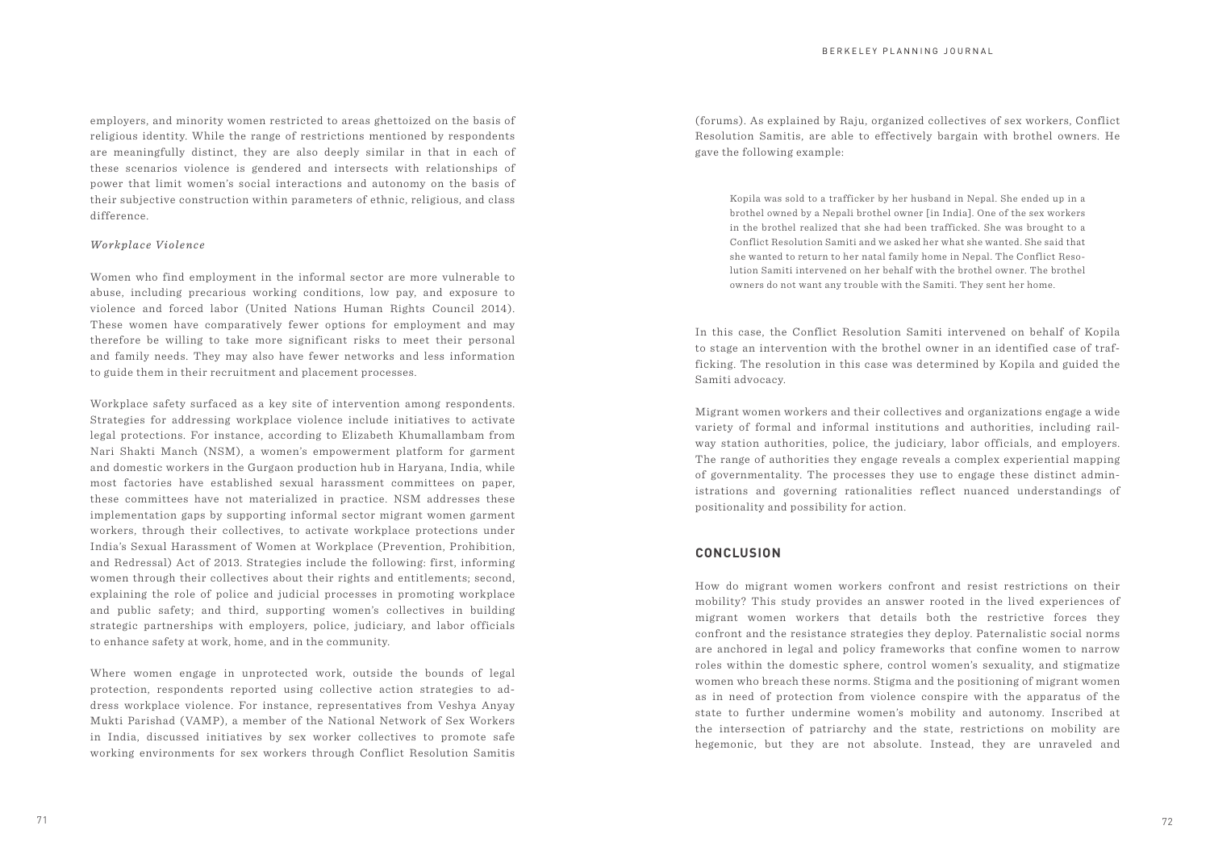employers, and minority women restricted to areas ghettoized on the basis of religious identity. While the range of restrictions mentioned by respondents are meaningfully distinct, they are also deeply similar in that in each of these scenarios violence is gendered and intersects with relationships of power that limit women's social interactions and autonomy on the basis of their subjective construction within parameters of ethnic, religious, and class difference.

### *Workplace Violence*

Women who find employment in the informal sector are more vulnerable to abuse, including precarious working conditions, low pay, and exposure to violence and forced labor (United Nations Human Rights Council 2014). These women have comparatively fewer options for employment and may therefore be willing to take more significant risks to meet their personal and family needs. They may also have fewer networks and less information to guide them in their recruitment and placement processes.

Workplace safety surfaced as a key site of intervention among respondents. Strategies for addressing workplace violence include initiatives to activate legal protections. For instance, according to Elizabeth Khumallambam from Nari Shakti Manch (NSM), a women's empowerment platform for garment and domestic workers in the Gurgaon production hub in Haryana, India, while most factories have established sexual harassment committees on paper, these committees have not materialized in practice. NSM addresses these implementation gaps by supporting informal sector migrant women garment workers, through their collectives, to activate workplace protections under India's Sexual Harassment of Women at Workplace (Prevention, Prohibition, and Redressal) Act of 2013. Strategies include the following: first, informing women through their collectives about their rights and entitlements; second, explaining the role of police and judicial processes in promoting workplace and public safety; and third, supporting women's collectives in building strategic partnerships with employers, police, judiciary, and labor officials to enhance safety at work, home, and in the community.

Where women engage in unprotected work, outside the bounds of legal protection, respondents reported using collective action strategies to address workplace violence. For instance, representatives from Veshya Anyay Mukti Parishad (VAMP), a member of the National Network of Sex Workers in India, discussed initiatives by sex worker collectives to promote safe working environments for sex workers through Conflict Resolution Samitis (forums). As explained by Raju, organized collectives of sex workers, Conflict Resolution Samitis, are able to effectively bargain with brothel owners. He gave the following example:

> Kopila was sold to a trafficker by her husband in Nepal. She ended up in a brothel owned by a Nepali brothel owner [in India]. One of the sex workers in the brothel realized that she had been trafficked. She was brought to a Conflict Resolution Samiti and we asked her what she wanted. She said that she wanted to return to her natal family home in Nepal. The Conflict Resolution Samiti intervened on her behalf with the brothel owner. The brothel owners do not want any trouble with the Samiti. They sent her home.

In this case, the Conflict Resolution Samiti intervened on behalf of Kopila to stage an intervention with the brothel owner in an identified case of trafficking. The resolution in this case was determined by Kopila and guided the Samiti advocacy.

Migrant women workers and their collectives and organizations engage a wide variety of formal and informal institutions and authorities, including railway station authorities, police, the judiciary, labor officials, and employers. The range of authorities they engage reveals a complex experiential mapping of governmentality. The processes they use to engage these distinct administrations and governing rationalities reflect nuanced understandings of positionality and possibility for action.

## CONCLUSION

How do migrant women workers confront and resist restrictions on their mobility? This study provides an answer rooted in the lived experiences of migrant women workers that details both the restrictive forces they confront and the resistance strategies they deploy. Paternalistic social norms are anchored in legal and policy frameworks that confine women to narrow roles within the domestic sphere, control women's sexuality, and stigmatize women who breach these norms. Stigma and the positioning of migrant women as in need of protection from violence conspire with the apparatus of the state to further undermine women's mobility and autonomy. Inscribed at the intersection of patriarchy and the state, restrictions on mobility are hegemonic, but they are not absolute. Instead, they are unraveled and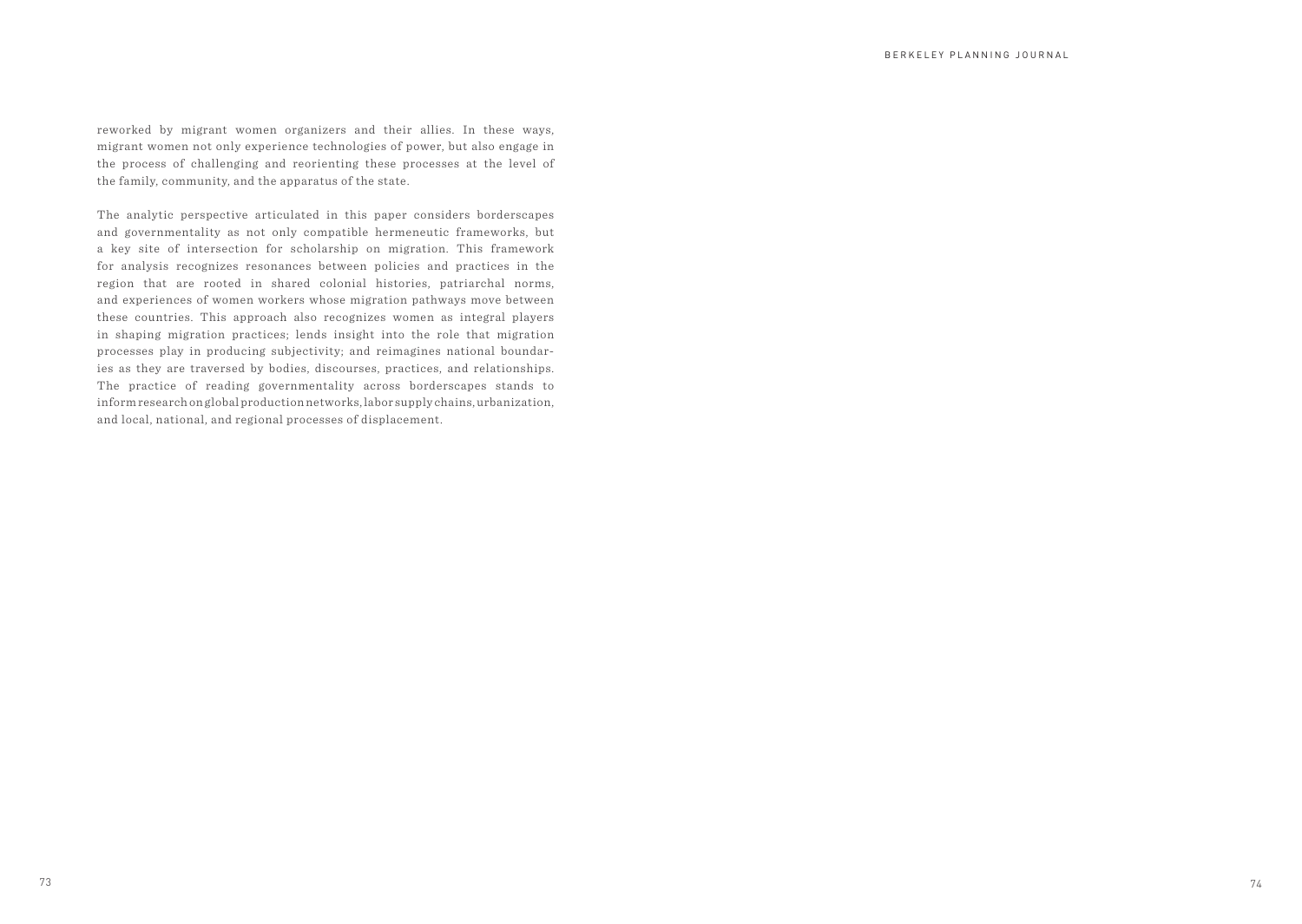reworked by migrant women organizers and their allies. In these ways, migrant women not only experience technologies of power, but also engage in the process of challenging and reorienting these processes at the level of the family, community, and the apparatus of the state.

The analytic perspective articulated in this paper considers borderscapes and governmentality as not only compatible hermeneutic frameworks, but a key site of intersection for scholarship on migration. This framework for analysis recognizes resonances between policies and practices in the region that are rooted in shared colonial histories, patriarchal norms, and experiences of women workers whose migration pathways move between these countries. This approach also recognizes women as integral players in shaping migration practices; lends insight into the role that migration processes play in producing subjectivity; and reimagines national boundaries as they are traversed by bodies, discourses, practices, and relationships. The practice of reading governmentality across borderscapes stands to inform research on global production networks, labor supply chains, urbanization, and local, national, and regional processes of displacement.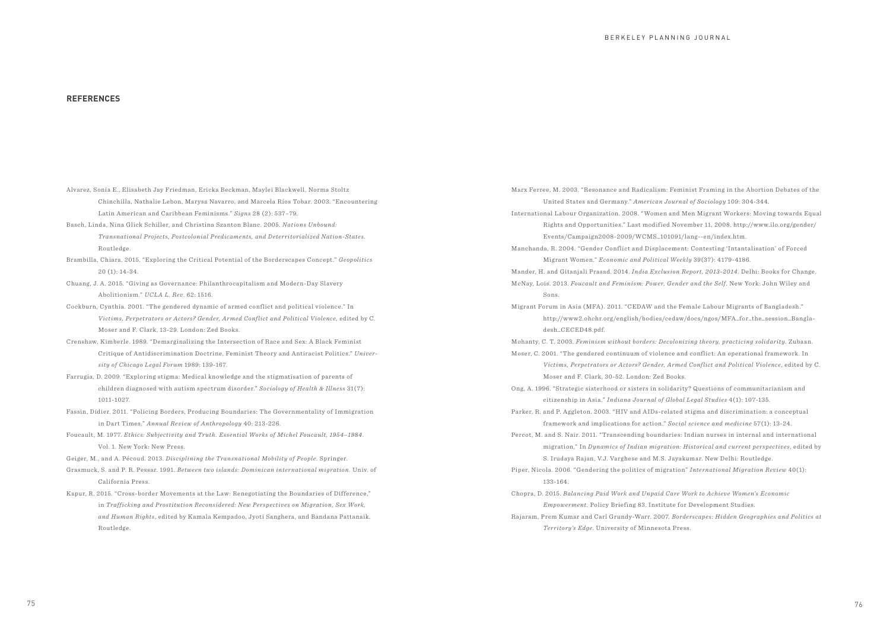## REFERENCES

Alvarez, Sonia E., Elisabeth Jay Friedman, Ericka Beckman, Maylei Blackwell, Norma Stoltz Chinchilla, Nathalie Lebon, Marysa Navarro, and Marcela Ríos Tobar. 2003. "Encountering Latin American and Caribbean Feminisms." *Signs* 28 (2): 537–79.

Basch, Linda, Nina Glick Schiller, and Christina Szanton Blanc. 2005. *Nations Unbound: Transnational Projects, Postcolonial Predicaments, and Deterritorialized Nation-States.* Routledge.

Brambilla, Chiara. 2015. "Exploring the Critical Potential of the Borderscapes Concept." *Geopolitics* 20 (1): 14-34.

Chuang, J. A. 2015. "Giving as Governance: Philanthrocapitalism and Modern-Day Slavery Abolitionism." *UCLA L. Rev.* 62: 1516.

Cockburn, Cynthia. 2001. "The gendered dynamic of armed conflict and political violence." In *Victims, Perpetrators or Actors? Gender, Armed Conflict and Political Violence,* edited by C. Moser and F. Clark, 13-29. London: Zed Books.

Crenshaw, Kimberle. 1989. "Demarginalizing the Intersection of Race and Sex: A Black Feminist Critique of Antidiscrimination Doctrine, Feminist Theory and Antiracist Politics." *University of Chicago Legal Forum* 1989: 139-167.

Farrugia, D. 2009. "Exploring stigma: Medical knowledge and the stigmatisation of parents of children diagnosed with autism spectrum disorder." *Sociology of Health & Illness* 31(7): 1011-1027.

Fassin, Didier. 2011. "Policing Borders, Producing Boundaries: The Governmentality of Immigration in Dart Times." *Annual Review of Anthropology* 40: 213-226.

Foucault, M. 1977. *Ethics: Subjectivity and Truth. Essential Works of Michel Foucault, 1954–1984.* Vol. 1. New York: New Press.

Geiger, M., and A. Pécoud. 2013. *Disciplining the Transnational Mobility of People*. Springer.

Grasmuck, S. and P. R. Pessar. 1991. *Between two islands: Dominican international migration.* Univ. of California Press.

Kapur, R. 2015. "Cross-border Movements at the Law: Renegotiating the Boundaries of Difference," in *Trafficking and Prostitution Reconsidered: New Perspectives on Migration, Sex Work, and Human Rights*, edited by Kamala Kempadoo, Jyoti Sanghera, and Bandana Pattanaik. Routledge.

Marx Ferree, M. 2003. "Resonance and Radicalism: Feminist Framing in the Abortion Debates of the United States and Germany." *American Journal of Sociology* 109: 304-344.

International Labour Organization. 2008. "Women and Men Migrant Workers: Moving towards Equal Rights and Opportunities." Last modified November 11, 2008. http://www.ilo.org/gender/Events/Campaign2008-2009/WCMS_101091/lang--en/index.htm.

Manchanda, R. 2004. "Gender Conflict and Displacement: Contesting 'Intantalisation' of Forced Migrant Women." *Economic and Political Weekly* 39(37): 4179-4186.

Mander, H. and Gitanjali Prasad. 2014. *India Exclusion Report, 2013-2014*. Delhi: Books for Change.

McNay, Lois. 2013. *Foucault and Feminism: Power, Gender and the Self*. New York: John Wiley and Sons.

Migrant Forum in Asia (MFA). 2011. "CEDAW and the Female Labour Migrants of Bangladesh." http://www2.ohchr.org/english/bodies/cedaw/docs/ngos/MFA_for_the_session_Bangladesh_CECED48.pdf.

Mohanty, C. T. 2003. *Feminism without borders: Decolonizing theory, practicing solidarity*. Zubaan.

Moser, C. 2001. "The gendered continuum of violence and conflict: An operational framework. In *Victims, Perpetrators or Actors? Gender, Armed Conflict and Political Violence*, edited by C. Moser and F. Clark, 30-52. London: Zed Books.

Ong, A. 1996. "Strategic sisterhood or sisters in solidarity? Questions of communitarianism and citizenship in Asia." *Indiana Journal of Global Legal Studies* 4(1): 107-135.

Parker, R. and P. Aggleton. 2003. "HIV and AIDs-related stigma and discrimination: a conceptual framework and implications for action." *Social science and medicine* 57(1): 13-24.

Percot, M. and S. Nair. 2011. "Transcending boundaries: Indian nurses in internal and international migration," In *Dynamics of Indian migration: Historical and current perspectives*, edited by S. Irudaya Rajan, V.J. Varghese and M.S. Jayakumar. New Delhi: Routledge.

Piper, Nicola. 2006. "Gendering the politics of migration" *International Migration Review* 40(1): 133-164.

Chopra, D. 2015. *Balancing Paid Work and Unpaid Care Work to Achieve Women's Economic Empowerment.* Policy Briefing 83. Institute for Development Studies.

Rajaram, Prem Kumar and Carl Grundy-Warr. 2007. *Borderscapes: Hidden Geographies and Politics at Territory's Edge.* University of Minnesota Press.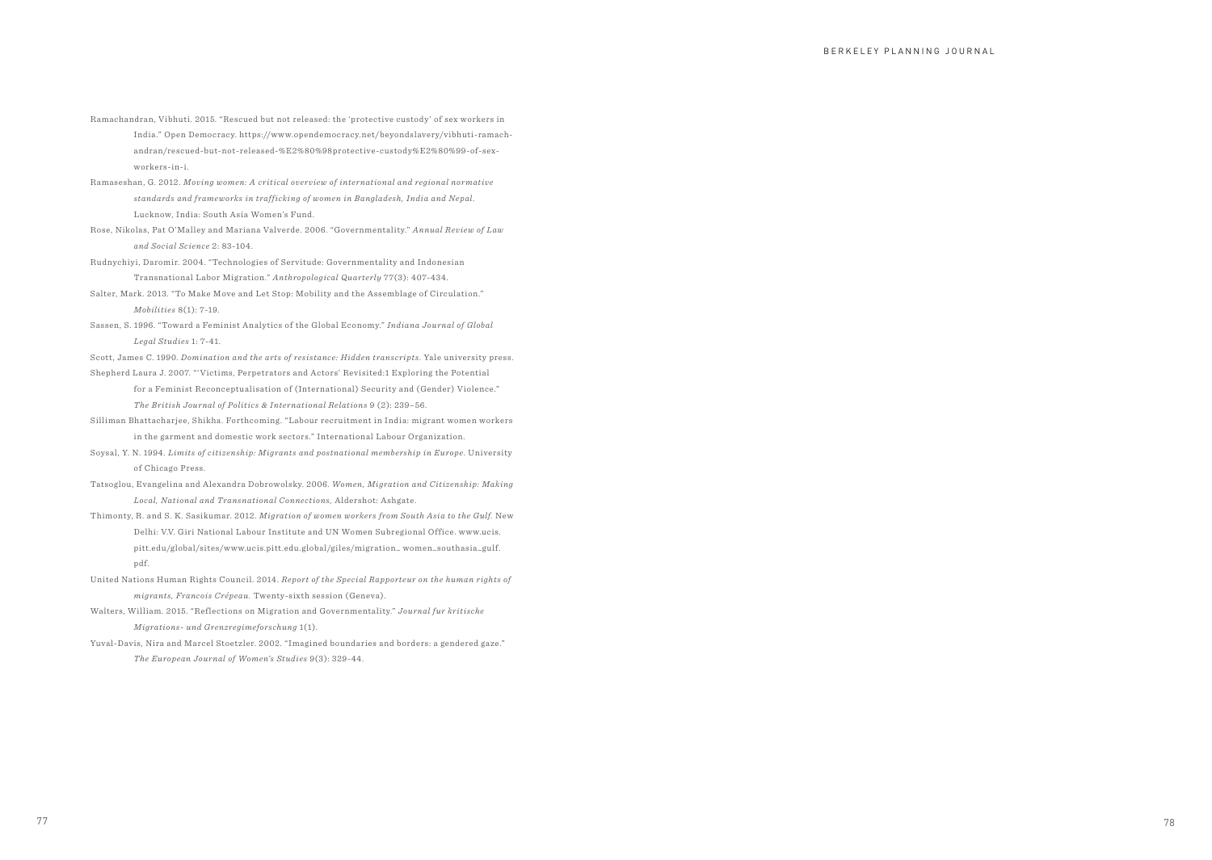Ramachandran, Vibhuti. 2015. "Rescued but not released: the 'protective custody' of sex workers in India." Open Democracy. https://www.opendemocracy.net/beyondslavery/vibhuti-ramachandran/rescued-but-not-released-%E2%80%98protective-custody%E2%80%99-of-sex-workers-in-i.

Ramaseshan, G. 2012. *Moving women: A critical overview of international and regional normative standards and frameworks in trafficking of women in Bangladesh, India and Nepal*. Lucknow, India: South Asia Women's Fund.

Rose, Nikolas, Pat O'Malley and Mariana Valverde. 2006. "Governmentality." *Annual Review of Law and Social Science* 2: 83-104.

Rudnychiyi, Daromir. 2004. "Technologies of Servitude: Governmentality and Indonesian Transnational Labor Migration." *Anthropological Quarterly* 77(3): 407-434.

Salter, Mark. 2013. "To Make Move and Let Stop: Mobility and the Assemblage of Circulation." *Mobilities* 8(1): 7-19.

Sassen, S. 1996. "Toward a Feminist Analytics of the Global Economy." *Indiana Journal of Global Legal Studies* 1: 7-41.

Scott, James C. 1990. *Domination and the arts of resistance: Hidden transcripts*. Yale university press.

Shepherd Laura J. 2007. "'Victims, Perpetrators and Actors' Revisited:1 Exploring the Potential for a Feminist Reconceptualisation of (International) Security and (Gender) Violence." *The British Journal of Politics & International Relations* 9 (2): 239–56.

Silliman Bhattacharjee, Shikha. Forthcoming. "Labour recruitment in India: migrant women workers in the garment and domestic work sectors." International Labour Organization.

Soysal, Y. N. 1994. *Limits of citizenship: Migrants and postnational membership in Europe*. University of Chicago Press.

Tatsoglou, Evangelina and Alexandra Dobrowolsky. 2006. *Women, Migration and Citizenship: Making Local, National and Transnational Connections*, Aldershot: Ashgate.

Thimonty, R. and S. K. Sasikumar. 2012. *Migration of women workers from South Asia to the Gulf.* New Delhi: V.V. Giri National Labour Institute and UN Women Subregional Office. www.ucis.pitt.edu/global/sites/www.ucis.pitt.edu.global/giles/migration_ women_southasia_gulf.pdf.

United Nations Human Rights Council. 2014. *Report of the Special Rapporteur on the human rights of migrants, Francois Crépeau.* Twenty-sixth session (Geneva).

Walters, William. 2015. "Reflections on Migration and Governmentality." *Journal fur kritische Migrations- und Grenzregimeforschung* 1(1).

Yuval-Davis, Nira and Marcel Stoetzler. 2002. "Imagined boundaries and borders: a gendered gaze." *The European Journal of Women's Studies* 9(3): 329-44.